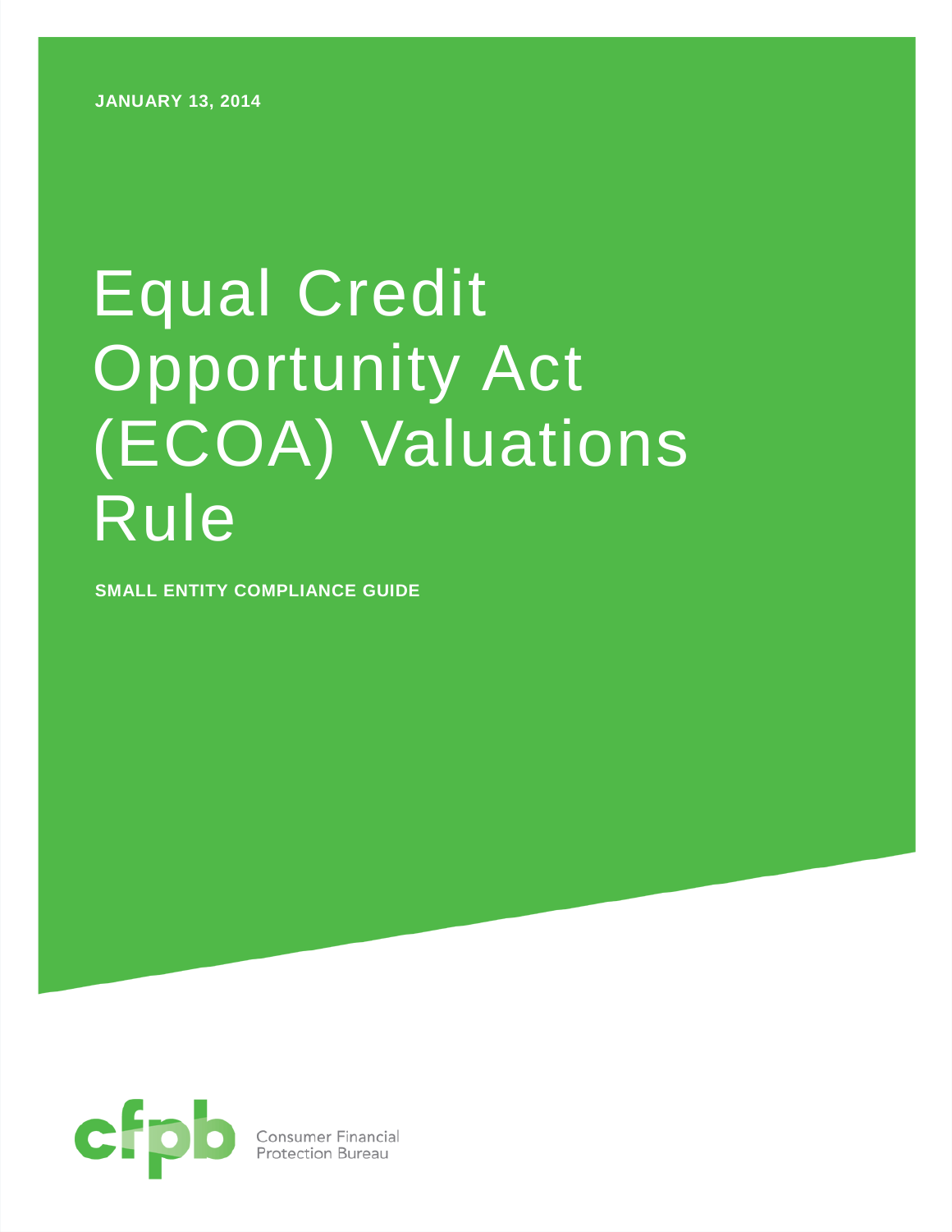JANUARY 13, 2014

# Equal Credit Opportunity Act (ECOA) Valuations Rule

**SMALL ENTITY COMPLIANCE GUIDE**

cfpb Consumer Financial Protection Bureau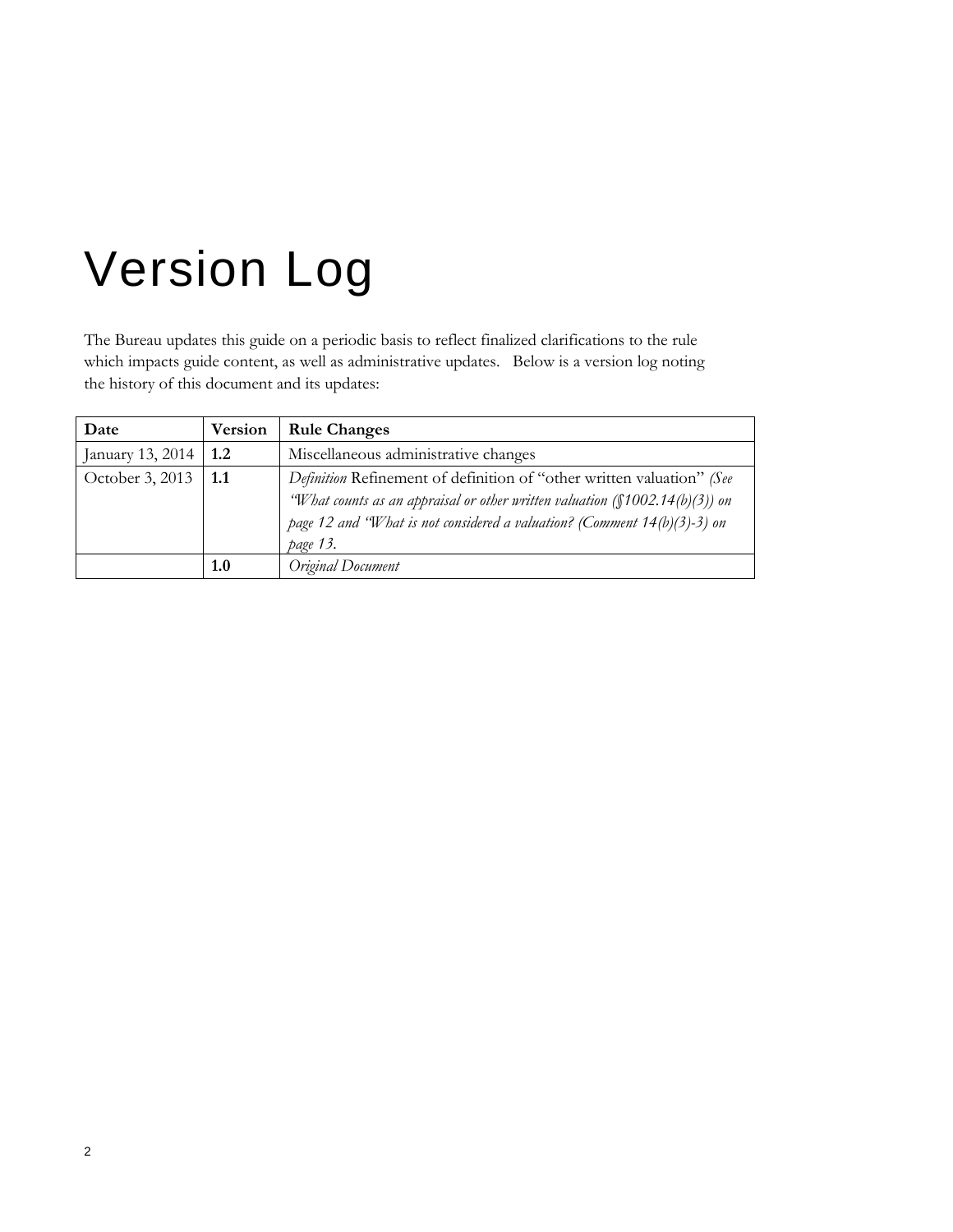# Version Log

The Bureau updates this guide on a periodic basis to reflect finalized clarifications to the rule which impacts guide content, as well as administrative updates. Below is a version log noting the history of this document and its updates:

| Date | Version | Rule Changes |
|---|---|---|
| January 13, 2014 | **1.2** | Miscellaneous administrative changes |
| October 3, 2013 | **1.1** | *Definition* Refinement of definition of "other written valuation" *(See "What counts as an appraisal or other written valuation (§1002.14(b)(3)) on page 12 and 'What is not considered a valuation? (Comment 14(b)(3)-3) on page 13.* |
| | **1.0** | *Original Document* |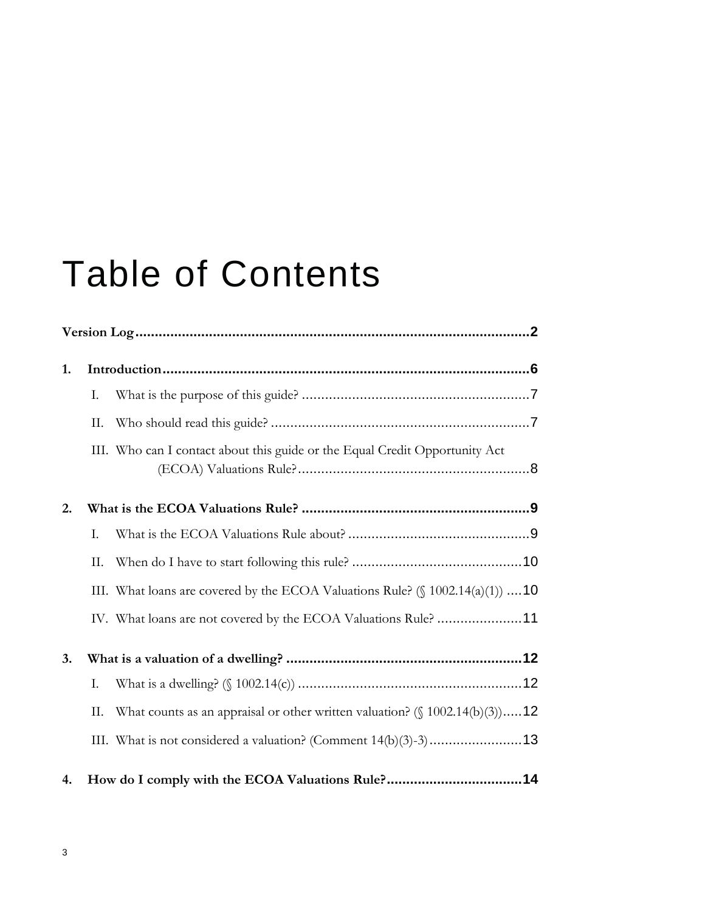# Table of Contents

**Version Log** ........................................................................................................ **2**

**1. Introduction** ........................................................................................................ **6**

- I. What is the purpose of this guide? ........................................................ 7
- II. Who should read this guide? ................................................................. 7
- III. Who can I contact about this guide or the Equal Credit Opportunity Act (ECOA) Valuations Rule? ........................................................ 8

**2. What is the ECOA Valuations Rule?** ........................................................ **9**

- I. What is the ECOA Valuations Rule about? ............................................. 9
- II. When do I have to start following this rule? ......................................... 10
- III. What loans are covered by the ECOA Valuations Rule? (§ 1002.14(a)(1)) .... 10
- IV. What loans are not covered by the ECOA Valuations Rule? ...................... 11

**3. What is a valuation of a dwelling?** ........................................................ **12**

- I. What is a dwelling? (§ 1002.14(c)) ........................................................ 12
- II. What counts as an appraisal or other written valuation? (§ 1002.14(b)(3)) ..... 12
- III. What is not considered a valuation? (Comment 14(b)(3)-3) ........................ 13

**4. How do I comply with the ECOA Valuations Rule?** .................................. **14**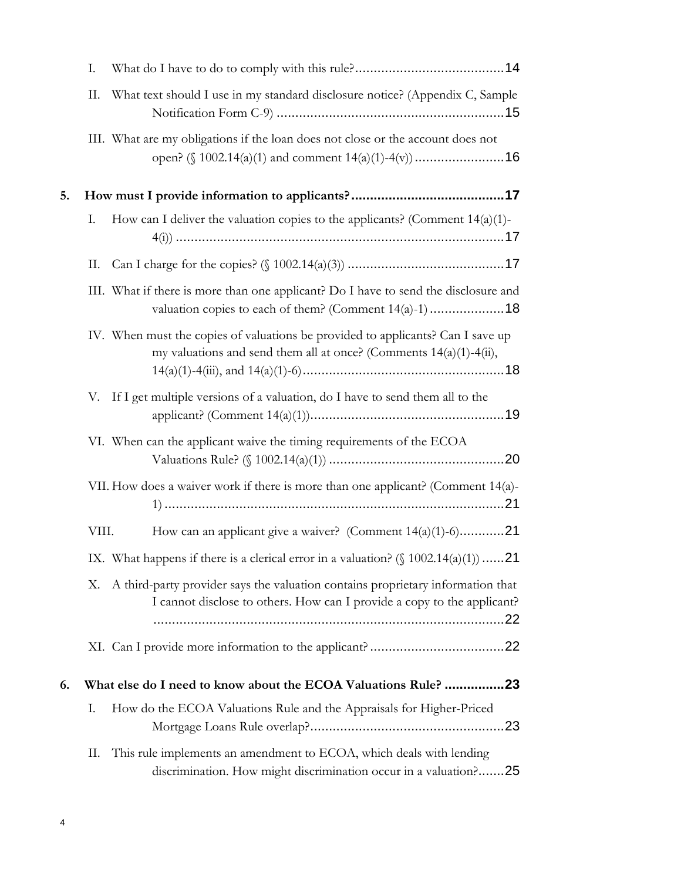I. What do I have to do to comply with this rule?........................................14

II. What text should I use in my standard disclosure notice? (Appendix C, Sample Notification Form C-9) .............................................................15

III. What are my obligations if the loan does not close or the account does not open? (§ 1002.14(a)(1) and comment 14(a)(1)-4(v)).........................16

**5. How must I provide information to applicants?.........................................17**

I. How can I deliver the valuation copies to the applicants? (Comment 14(a)(1)-4(i)) .......................................................................................17

II. Can I charge for the copies? (§ 1002.14(a)(3)) ..........................................17

III. What if there is more than one applicant? Do I have to send the disclosure and valuation copies to each of them? (Comment 14(a)-1) ....................18

IV. When must the copies of valuations be provided to applicants? Can I save up my valuations and send them all at once? (Comments 14(a)(1)-4(ii), 14(a)(1)-4(iii), and 14(a)(1)-6)......................................................18

V. If I get multiple versions of a valuation, do I have to send them all to the applicant? (Comment 14(a)(1))....................................................19

VI. When can the applicant waive the timing requirements of the ECOA Valuations Rule? (§ 1002.14(a)(1)) ...............................................20

VII. How does a waiver work if there is more than one applicant? (Comment 14(a)-1) ..........................................................................................21

VIII. How can an applicant give a waiver? (Comment 14(a)(1)-6)............21

IX. What happens if there is a clerical error in a valuation? (§ 1002.14(a)(1)) ......21

X. A third-party provider says the valuation contains proprietary information that I cannot disclose to others. How can I provide a copy to the applicant? ..............................................................................................22

XI. Can I provide more information to the applicant? ....................................22

**6. What else do I need to know about the ECOA Valuations Rule? ................23**

I. How do the ECOA Valuations Rule and the Appraisals for Higher-Priced Mortgage Loans Rule overlap?....................................................23

II. This rule implements an amendment to ECOA, which deals with lending discrimination. How might discrimination occur in a valuation?.......25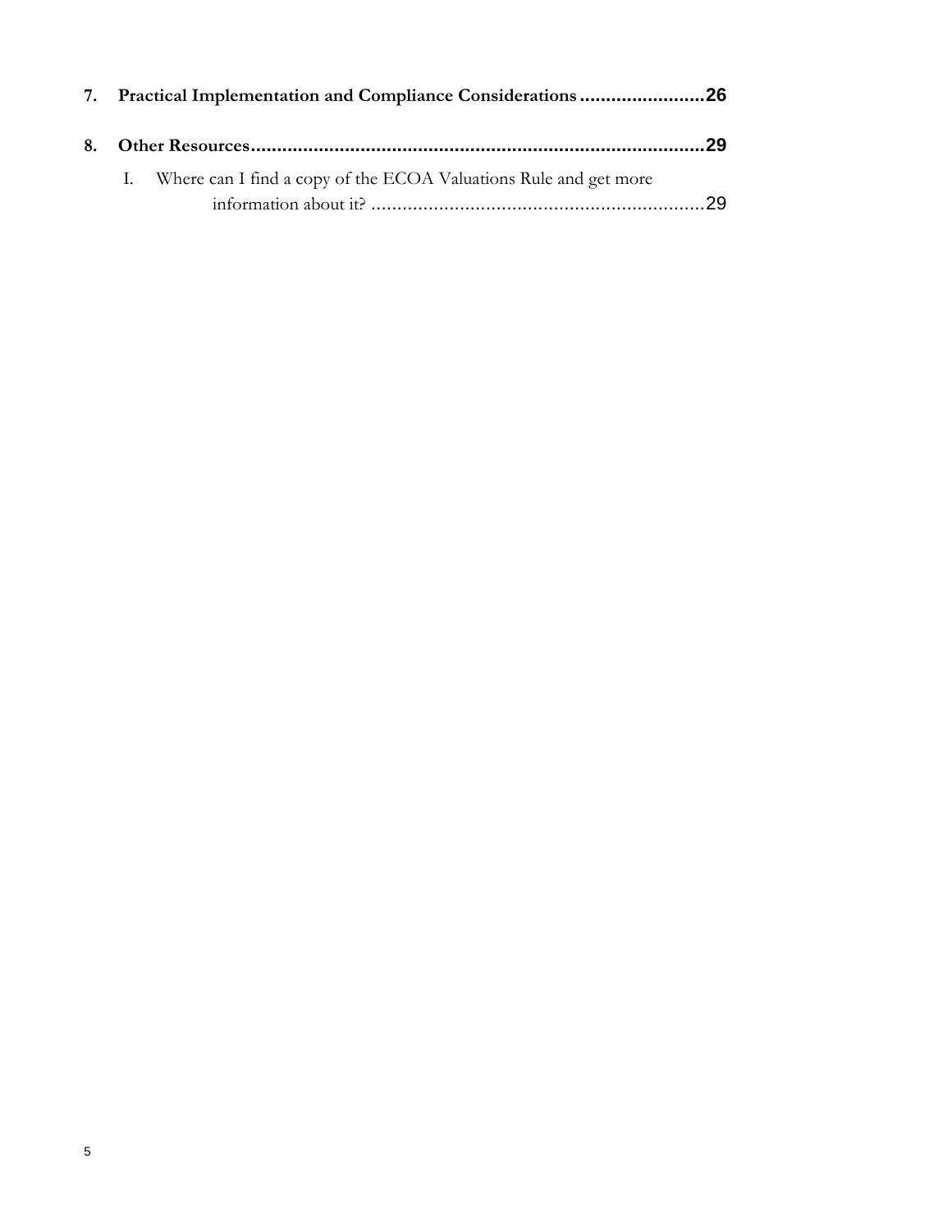**7. Practical Implementation and Compliance Considerations ........................26**

**8. Other Resources .......................................................................................29**

I. Where can I find a copy of the ECOA Valuations Rule and get more information about it? ................................................................29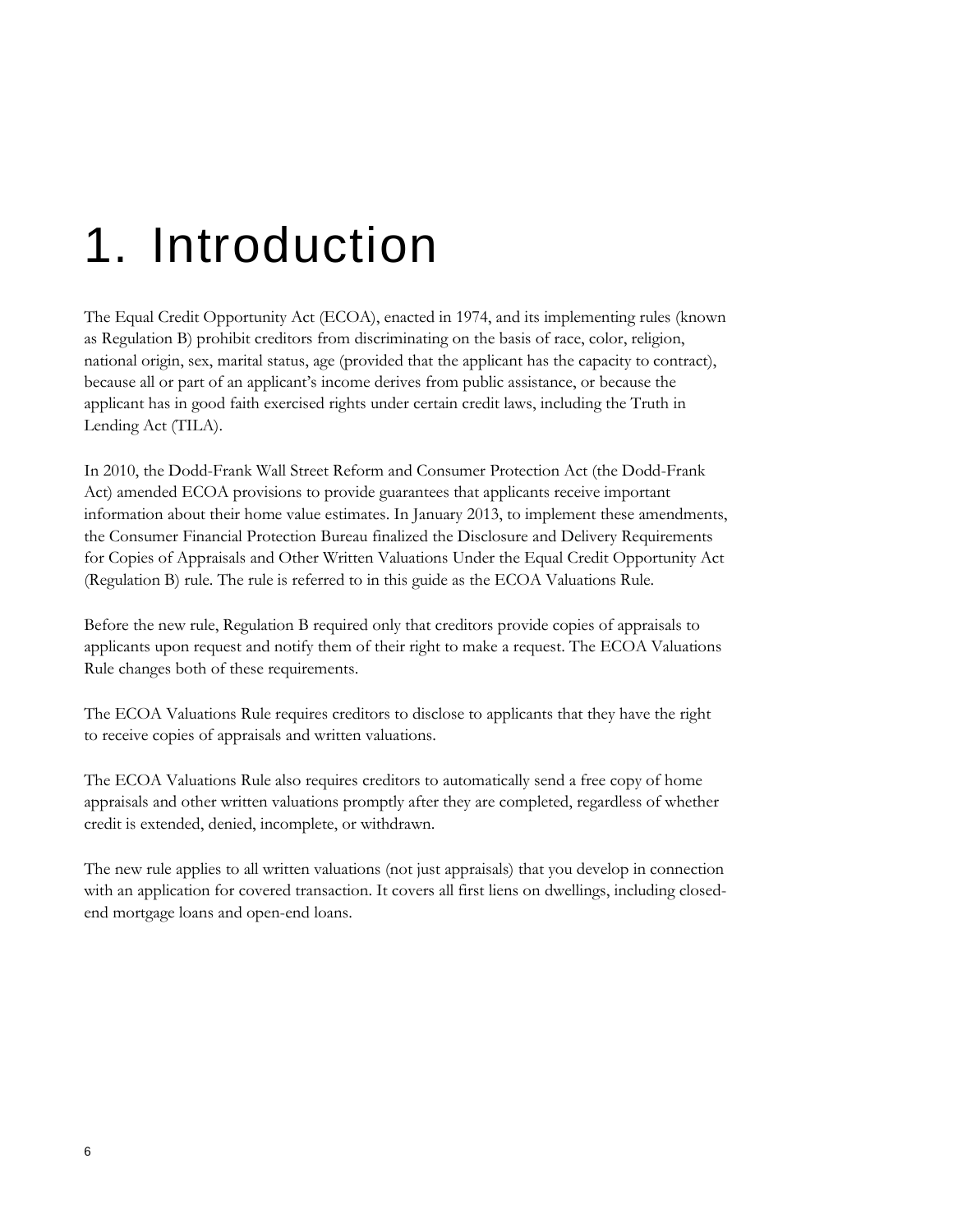# 1. Introduction

The Equal Credit Opportunity Act (ECOA), enacted in 1974, and its implementing rules (known as Regulation B) prohibit creditors from discriminating on the basis of race, color, religion, national origin, sex, marital status, age (provided that the applicant has the capacity to contract), because all or part of an applicant's income derives from public assistance, or because the applicant has in good faith exercised rights under certain credit laws, including the Truth in Lending Act (TILA).

In 2010, the Dodd-Frank Wall Street Reform and Consumer Protection Act (the Dodd-Frank Act) amended ECOA provisions to provide guarantees that applicants receive important information about their home value estimates. In January 2013, to implement these amendments, the Consumer Financial Protection Bureau finalized the Disclosure and Delivery Requirements for Copies of Appraisals and Other Written Valuations Under the Equal Credit Opportunity Act (Regulation B) rule. The rule is referred to in this guide as the ECOA Valuations Rule.

Before the new rule, Regulation B required only that creditors provide copies of appraisals to applicants upon request and notify them of their right to make a request. The ECOA Valuations Rule changes both of these requirements.

The ECOA Valuations Rule requires creditors to disclose to applicants that they have the right to receive copies of appraisals and written valuations.

The ECOA Valuations Rule also requires creditors to automatically send a free copy of home appraisals and other written valuations promptly after they are completed, regardless of whether credit is extended, denied, incomplete, or withdrawn.

The new rule applies to all written valuations (not just appraisals) that you develop in connection with an application for covered transaction. It covers all first liens on dwellings, including closed-end mortgage loans and open-end loans.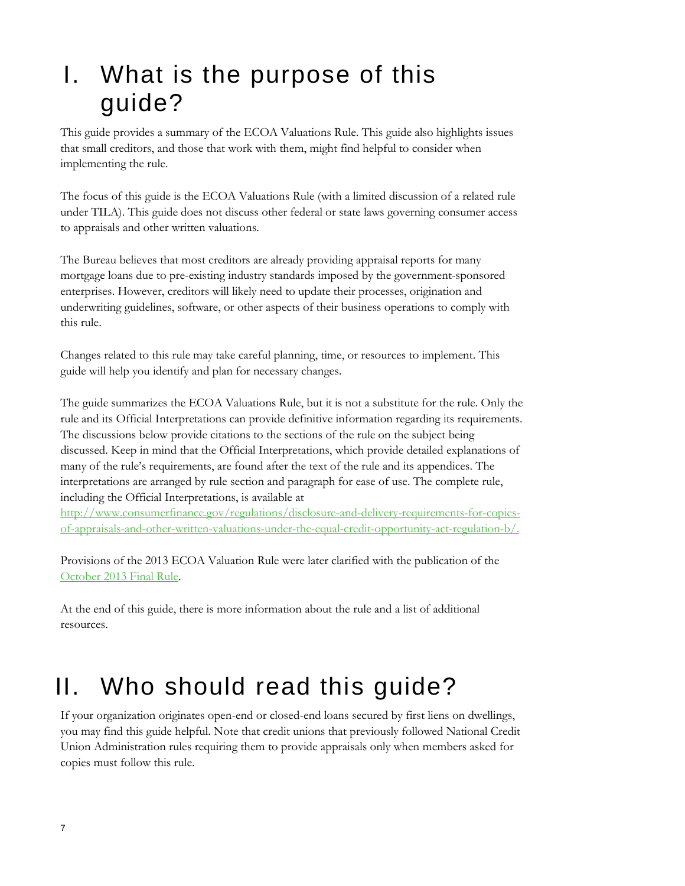# I. What is the purpose of this guide?

This guide provides a summary of the ECOA Valuations Rule. This guide also highlights issues that small creditors, and those that work with them, might find helpful to consider when implementing the rule.

The focus of this guide is the ECOA Valuations Rule (with a limited discussion of a related rule under TILA). This guide does not discuss other federal or state laws governing consumer access to appraisals and other written valuations.

The Bureau believes that most creditors are already providing appraisal reports for many mortgage loans due to pre-existing industry standards imposed by the government-sponsored enterprises. However, creditors will likely need to update their processes, origination and underwriting guidelines, software, or other aspects of their business operations to comply with this rule.

Changes related to this rule may take careful planning, time, or resources to implement. This guide will help you identify and plan for necessary changes.

The guide summarizes the ECOA Valuations Rule, but it is not a substitute for the rule. Only the rule and its Official Interpretations can provide definitive information regarding its requirements. The discussions below provide citations to the sections of the rule on the subject being discussed. Keep in mind that the Official Interpretations, which provide detailed explanations of many of the rule's requirements, are found after the text of the rule and its appendices. The interpretations are arranged by rule section and paragraph for ease of use. The complete rule, including the Official Interpretations, is available at http://www.consumerfinance.gov/regulations/disclosure-and-delivery-requirements-for-copies-of-appraisals-and-other-written-valuations-under-the-equal-credit-opportunity-act-regulation-b/.

Provisions of the 2013 ECOA Valuation Rule were later clarified with the publication of the October 2013 Final Rule.

At the end of this guide, there is more information about the rule and a list of additional resources.

# II. Who should read this guide?

If your organization originates open-end or closed-end loans secured by first liens on dwellings, you may find this guide helpful. Note that credit unions that previously followed National Credit Union Administration rules requiring them to provide appraisals only when members asked for copies must follow this rule.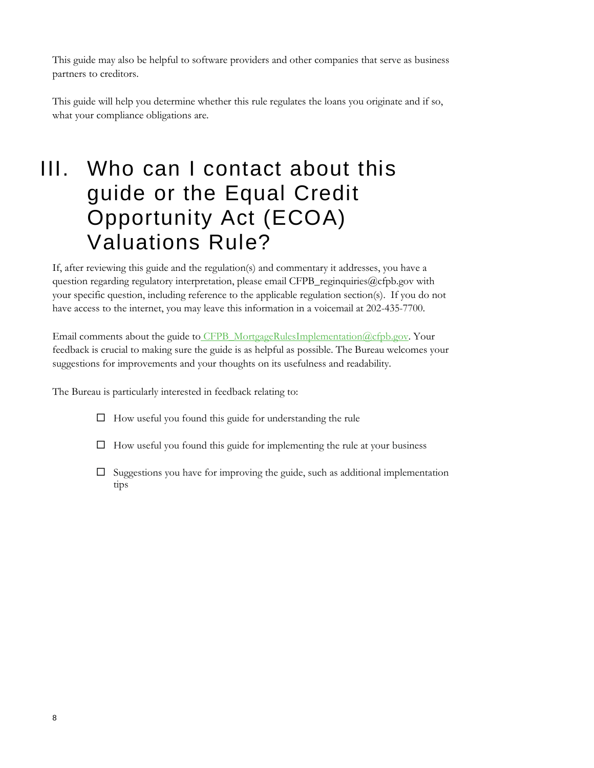This guide may also be helpful to software providers and other companies that serve as business partners to creditors.

This guide will help you determine whether this rule regulates the loans you originate and if so, what your compliance obligations are.

# III. Who can I contact about this guide or the Equal Credit Opportunity Act (ECOA) Valuations Rule?

If, after reviewing this guide and the regulation(s) and commentary it addresses, you have a question regarding regulatory interpretation, please email CFPB_reginquiries@cfpb.gov with your specific question, including reference to the applicable regulation section(s). If you do not have access to the internet, you may leave this information in a voicemail at 202-435-7700.

Email comments about the guide to CFPB_MortgageRulesImplementation@cfpb.gov. Your feedback is crucial to making sure the guide is as helpful as possible. The Bureau welcomes your suggestions for improvements and your thoughts on its usefulness and readability.

The Bureau is particularly interested in feedback relating to:

- ☐ How useful you found this guide for understanding the rule
- ☐ How useful you found this guide for implementing the rule at your business
- ☐ Suggestions you have for improving the guide, such as additional implementation tips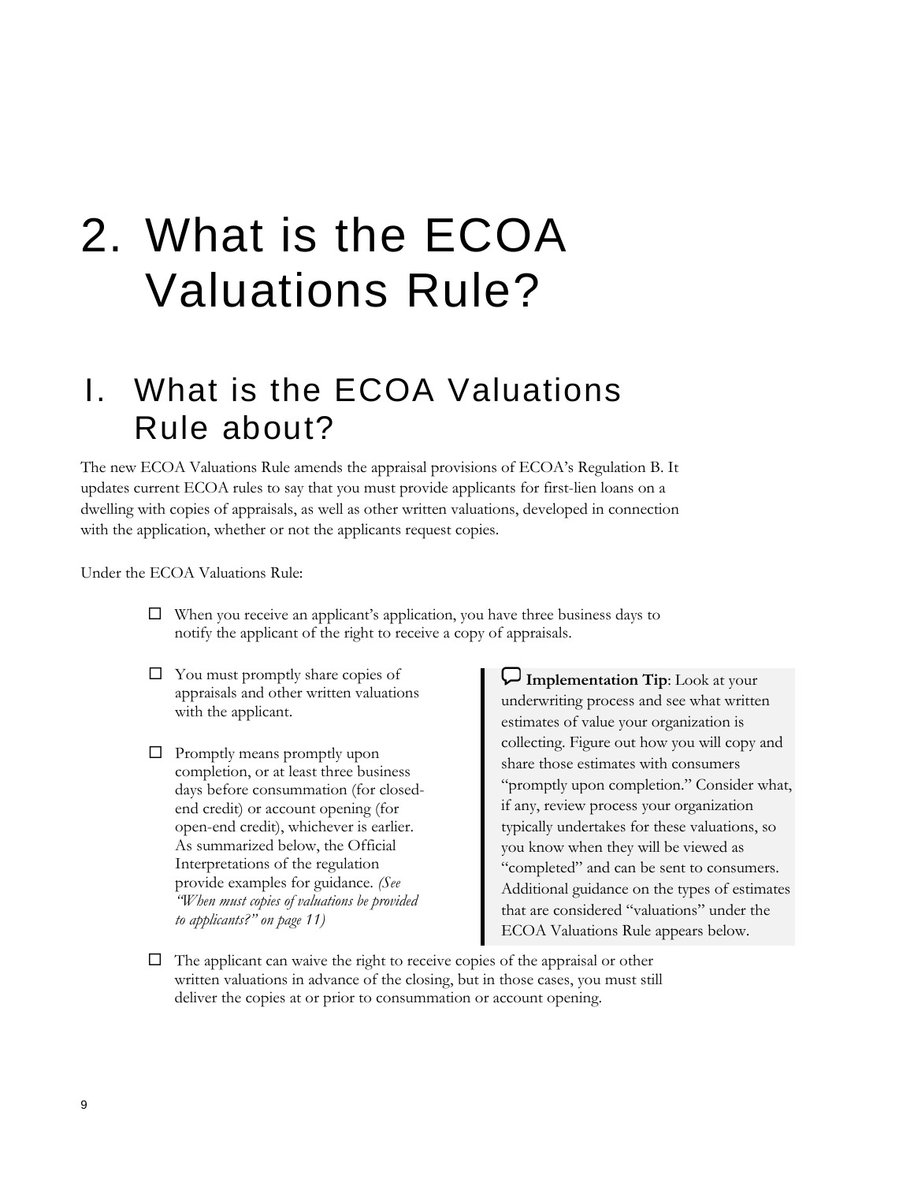# 2. What is the ECOA Valuations Rule?

## I. What is the ECOA Valuations Rule about?

The new ECOA Valuations Rule amends the appraisal provisions of ECOA's Regulation B. It updates current ECOA rules to say that you must provide applicants for first-lien loans on a dwelling with copies of appraisals, as well as other written valuations, developed in connection with the application, whether or not the applicants request copies.

Under the ECOA Valuations Rule:

- ☐ When you receive an applicant's application, you have three business days to notify the applicant of the right to receive a copy of appraisals.
- ☐ You must promptly share copies of appraisals and other written valuations with the applicant.
- ☐ Promptly means promptly upon completion, or at least three business days before consummation (for closed-end credit) or account opening (for open-end credit), whichever is earlier. As summarized below, the Official Interpretations of the regulation provide examples for guidance. *(See "When must copies of valuations be provided to applicants?" on page 11)*

> **Implementation Tip**: Look at your underwriting process and see what written estimates of value your organization is collecting. Figure out how you will copy and share those estimates with consumers "promptly upon completion." Consider what, if any, review process your organization typically undertakes for these valuations, so you know when they will be viewed as "completed" and can be sent to consumers. Additional guidance on the types of estimates that are considered "valuations" under the ECOA Valuations Rule appears below.

- ☐ The applicant can waive the right to receive copies of the appraisal or other written valuations in advance of the closing, but in those cases, you must still deliver the copies at or prior to consummation or account opening.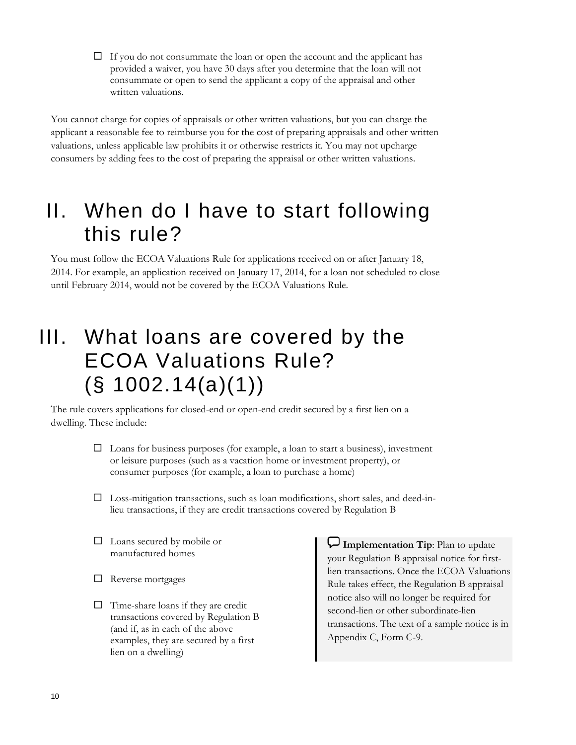- ☐ If you do not consummate the loan or open the account and the applicant has provided a waiver, you have 30 days after you determine that the loan will not consummate or open to send the applicant a copy of the appraisal and other written valuations.

You cannot charge for copies of appraisals or other written valuations, but you can charge the applicant a reasonable fee to reimburse you for the cost of preparing appraisals and other written valuations, unless applicable law prohibits it or otherwise restricts it. You may not upcharge consumers by adding fees to the cost of preparing the appraisal or other written valuations.

# II. When do I have to start following this rule?

You must follow the ECOA Valuations Rule for applications received on or after January 18, 2014. For example, an application received on January 17, 2014, for a loan not scheduled to close until February 2014, would not be covered by the ECOA Valuations Rule.

# III. What loans are covered by the ECOA Valuations Rule? (§ 1002.14(a)(1))

The rule covers applications for closed-end or open-end credit secured by a first lien on a dwelling. These include:

- ☐ Loans for business purposes (for example, a loan to start a business), investment or leisure purposes (such as a vacation home or investment property), or consumer purposes (for example, a loan to purchase a home)
- ☐ Loss-mitigation transactions, such as loan modifications, short sales, and deed-in-lieu transactions, if they are credit transactions covered by Regulation B
- ☐ Loans secured by mobile or manufactured homes
- ☐ Reverse mortgages
- ☐ Time-share loans if they are credit transactions covered by Regulation B (and if, as in each of the above examples, they are secured by a first lien on a dwelling)

> **Implementation Tip**: Plan to update your Regulation B appraisal notice for first-lien transactions. Once the ECOA Valuations Rule takes effect, the Regulation B appraisal notice also will no longer be required for second-lien or other subordinate-lien transactions. The text of a sample notice is in Appendix C, Form C-9.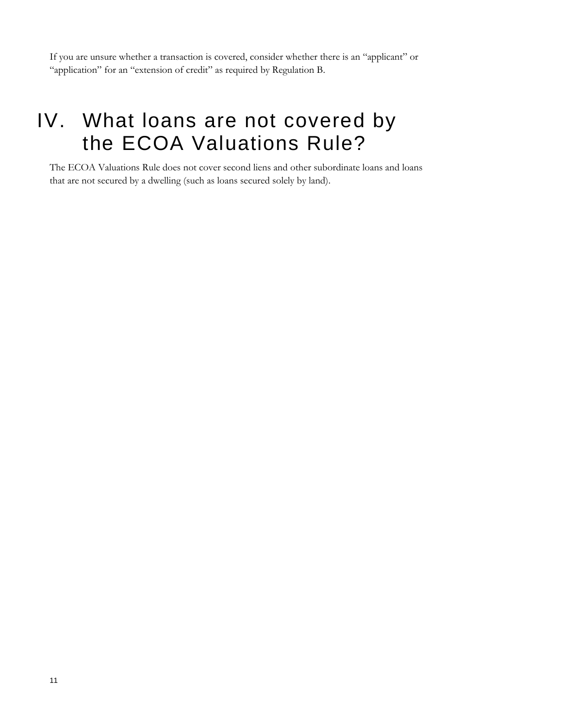If you are unsure whether a transaction is covered, consider whether there is an "applicant" or "application" for an "extension of credit" as required by Regulation B.

# IV. What loans are not covered by the ECOA Valuations Rule?

The ECOA Valuations Rule does not cover second liens and other subordinate loans and loans that are not secured by a dwelling (such as loans secured solely by land).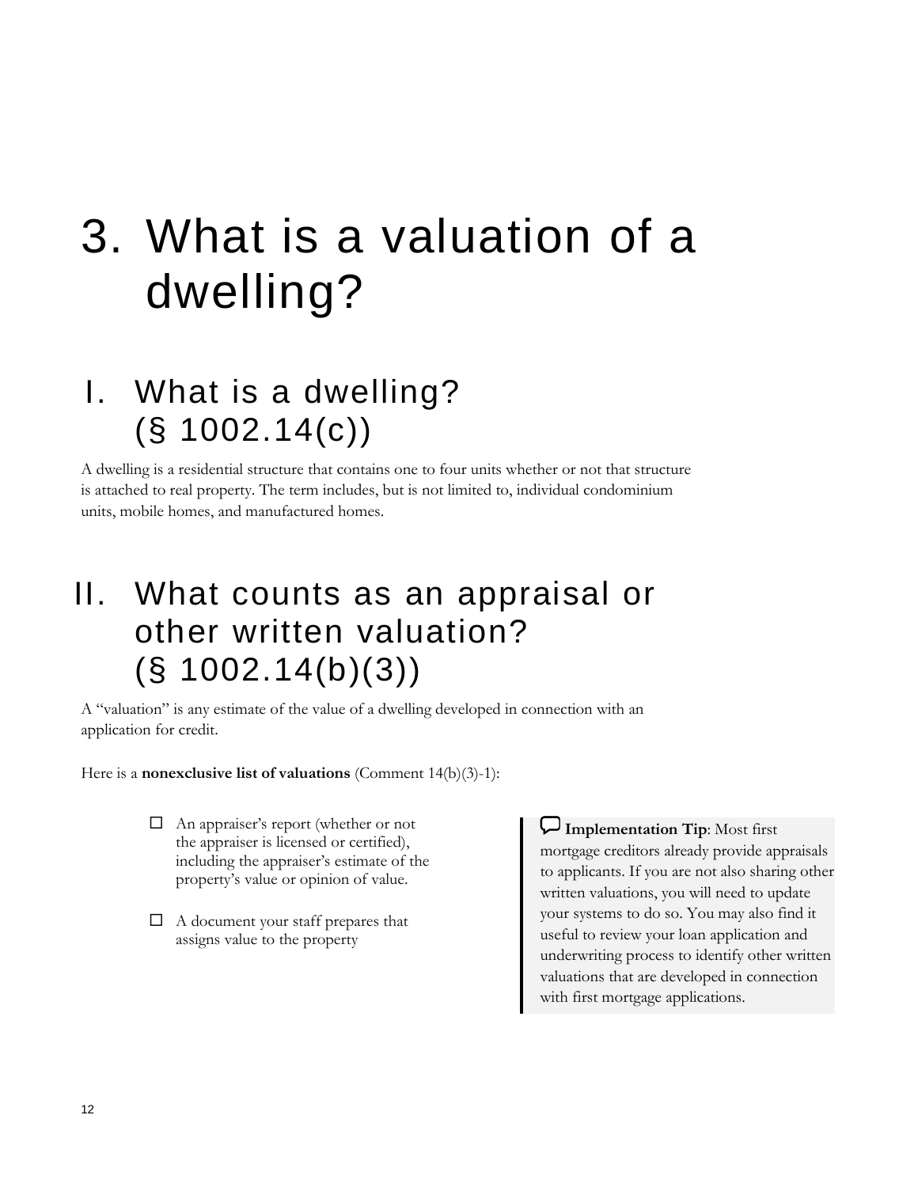# 3. What is a valuation of a dwelling?

## I. What is a dwelling? (§ 1002.14(c))

A dwelling is a residential structure that contains one to four units whether or not that structure is attached to real property. The term includes, but is not limited to, individual condominium units, mobile homes, and manufactured homes.

## II. What counts as an appraisal or other written valuation? (§ 1002.14(b)(3))

A "valuation" is any estimate of the value of a dwelling developed in connection with an application for credit.

Here is a **nonexclusive list of valuations** (Comment 14(b)(3)-1):

- ☐ An appraiser's report (whether or not the appraiser is licensed or certified), including the appraiser's estimate of the property's value or opinion of value.
- ☐ A document your staff prepares that assigns value to the property

> **Implementation Tip**: Most first mortgage creditors already provide appraisals to applicants. If you are not also sharing other written valuations, you will need to update your systems to do so. You may also find it useful to review your loan application and underwriting process to identify other written valuations that are developed in connection with first mortgage applications.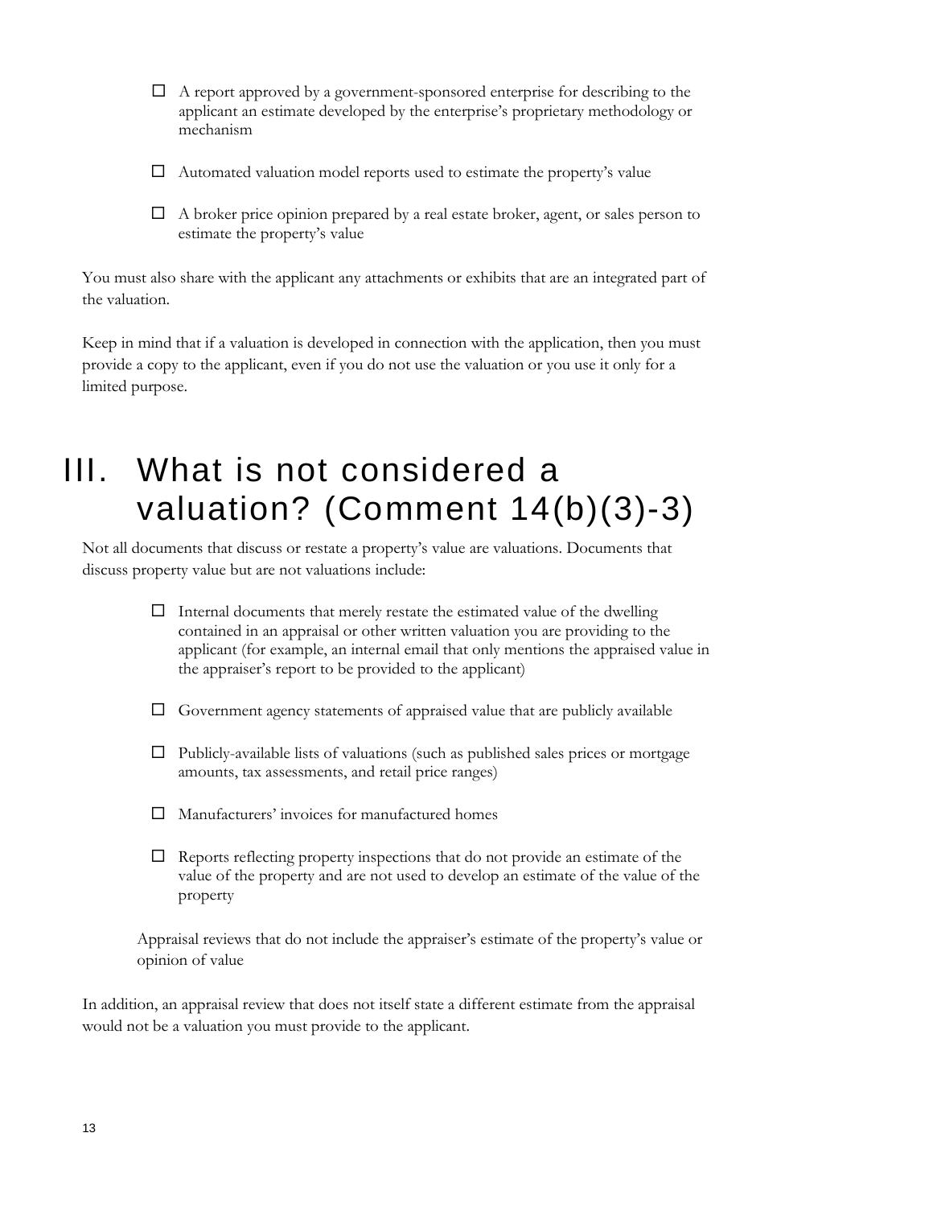- ☐ A report approved by a government-sponsored enterprise for describing to the applicant an estimate developed by the enterprise's proprietary methodology or mechanism
- ☐ Automated valuation model reports used to estimate the property's value
- ☐ A broker price opinion prepared by a real estate broker, agent, or sales person to estimate the property's value

You must also share with the applicant any attachments or exhibits that are an integrated part of the valuation.

Keep in mind that if a valuation is developed in connection with the application, then you must provide a copy to the applicant, even if you do not use the valuation or you use it only for a limited purpose.

# III. What is not considered a valuation? (Comment 14(b)(3)-3)

Not all documents that discuss or restate a property's value are valuations. Documents that discuss property value but are not valuations include:

- ☐ Internal documents that merely restate the estimated value of the dwelling contained in an appraisal or other written valuation you are providing to the applicant (for example, an internal email that only mentions the appraised value in the appraiser's report to be provided to the applicant)
- ☐ Government agency statements of appraised value that are publicly available
- ☐ Publicly-available lists of valuations (such as published sales prices or mortgage amounts, tax assessments, and retail price ranges)
- ☐ Manufacturers' invoices for manufactured homes
- ☐ Reports reflecting property inspections that do not provide an estimate of the value of the property and are not used to develop an estimate of the value of the property

Appraisal reviews that do not include the appraiser's estimate of the property's value or opinion of value

In addition, an appraisal review that does not itself state a different estimate from the appraisal would not be a valuation you must provide to the applicant.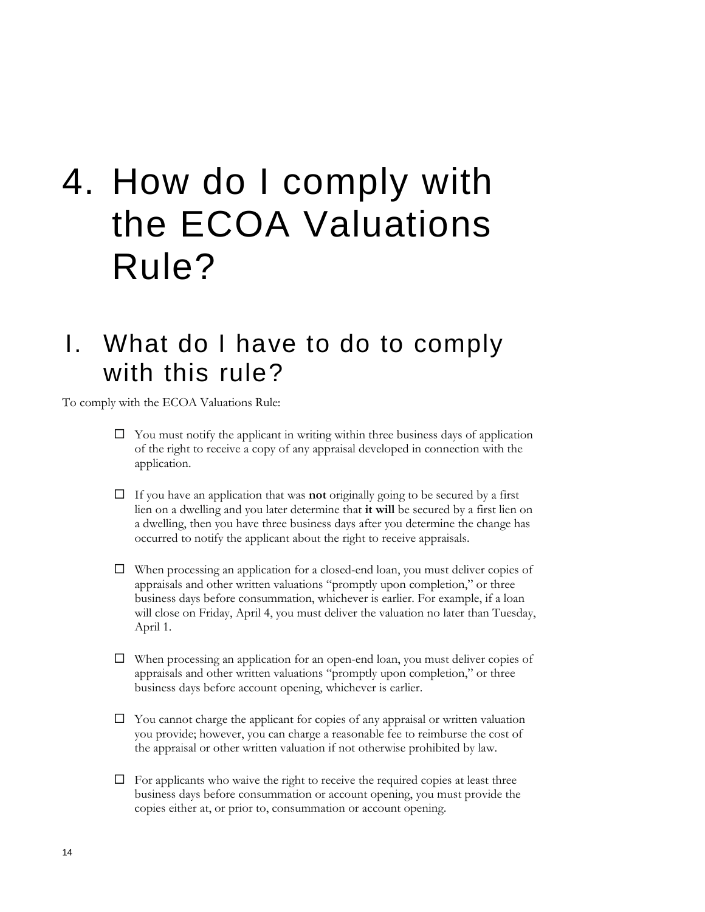# 4. How do I comply with the ECOA Valuations Rule?

## I. What do I have to do to comply with this rule?

To comply with the ECOA Valuations Rule:

- ☐ You must notify the applicant in writing within three business days of application of the right to receive a copy of any appraisal developed in connection with the application.

- ☐ If you have an application that was **not** originally going to be secured by a first lien on a dwelling and you later determine that **it will** be secured by a first lien on a dwelling, then you have three business days after you determine the change has occurred to notify the applicant about the right to receive appraisals.

- ☐ When processing an application for a closed-end loan, you must deliver copies of appraisals and other written valuations "promptly upon completion," or three business days before consummation, whichever is earlier. For example, if a loan will close on Friday, April 4, you must deliver the valuation no later than Tuesday, April 1.

- ☐ When processing an application for an open-end loan, you must deliver copies of appraisals and other written valuations "promptly upon completion," or three business days before account opening, whichever is earlier.

- ☐ You cannot charge the applicant for copies of any appraisal or written valuation you provide; however, you can charge a reasonable fee to reimburse the cost of the appraisal or other written valuation if not otherwise prohibited by law.

- ☐ For applicants who waive the right to receive the required copies at least three business days before consummation or account opening, you must provide the copies either at, or prior to, consummation or account opening.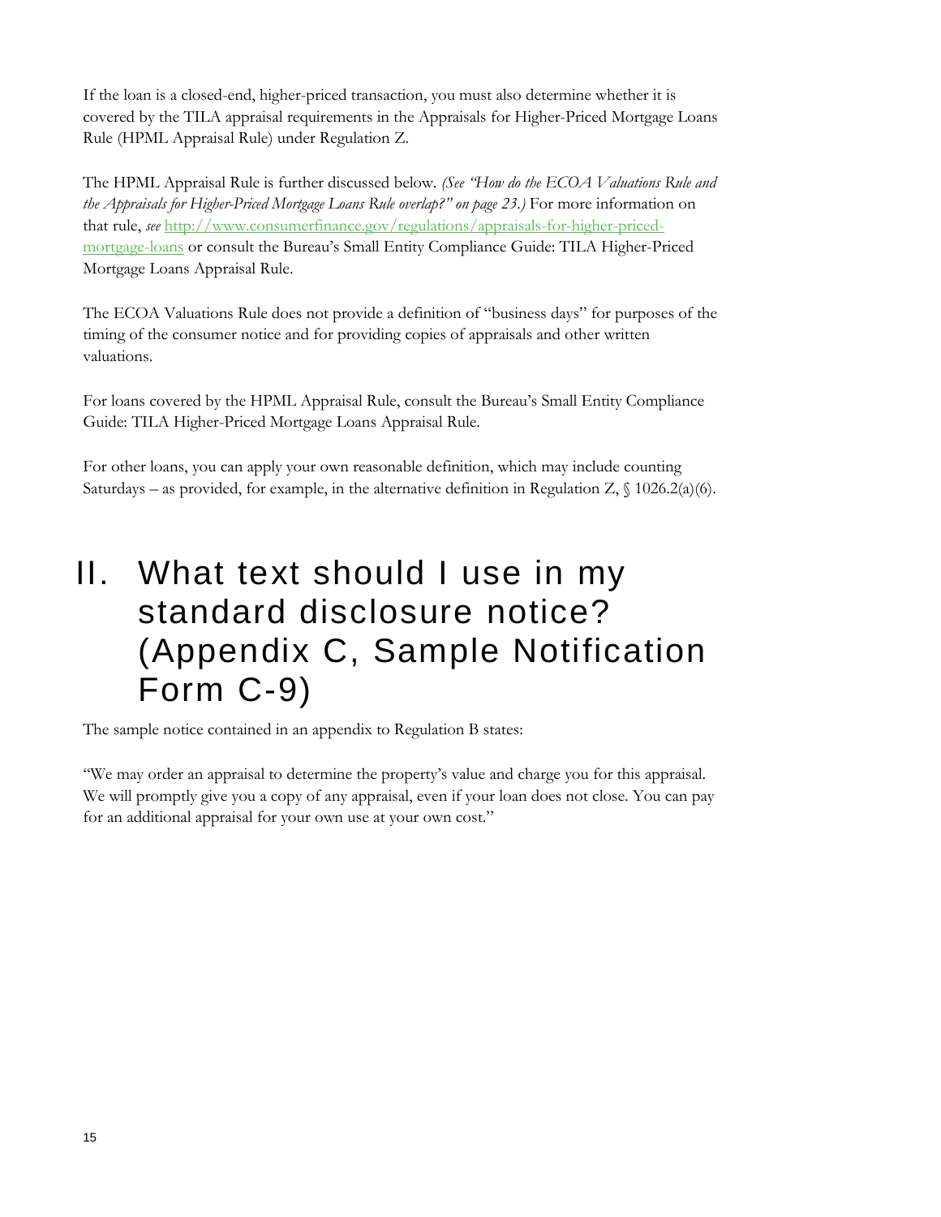If the loan is a closed-end, higher-priced transaction, you must also determine whether it is covered by the TILA appraisal requirements in the Appraisals for Higher-Priced Mortgage Loans Rule (HPML Appraisal Rule) under Regulation Z.

The HPML Appraisal Rule is further discussed below. *(See "How do the ECOA Valuations Rule and the Appraisals for Higher-Priced Mortgage Loans Rule overlap?" on page 23.)* For more information on that rule, *see* [http://www.consumerfinance.gov/regulations/appraisals-for-higher-priced-mortgage-loans](http://www.consumerfinance.gov/regulations/appraisals-for-higher-priced-mortgage-loans) or consult the Bureau's Small Entity Compliance Guide: TILA Higher-Priced Mortgage Loans Appraisal Rule.

The ECOA Valuations Rule does not provide a definition of "business days" for purposes of the timing of the consumer notice and for providing copies of appraisals and other written valuations.

For loans covered by the HPML Appraisal Rule, consult the Bureau's Small Entity Compliance Guide: TILA Higher-Priced Mortgage Loans Appraisal Rule.

For other loans, you can apply your own reasonable definition, which may include counting Saturdays – as provided, for example, in the alternative definition in Regulation Z, § 1026.2(a)(6).

# II. What text should I use in my standard disclosure notice? (Appendix C, Sample Notification Form C-9)

The sample notice contained in an appendix to Regulation B states:

"We may order an appraisal to determine the property's value and charge you for this appraisal. We will promptly give you a copy of any appraisal, even if your loan does not close. You can pay for an additional appraisal for your own use at your own cost."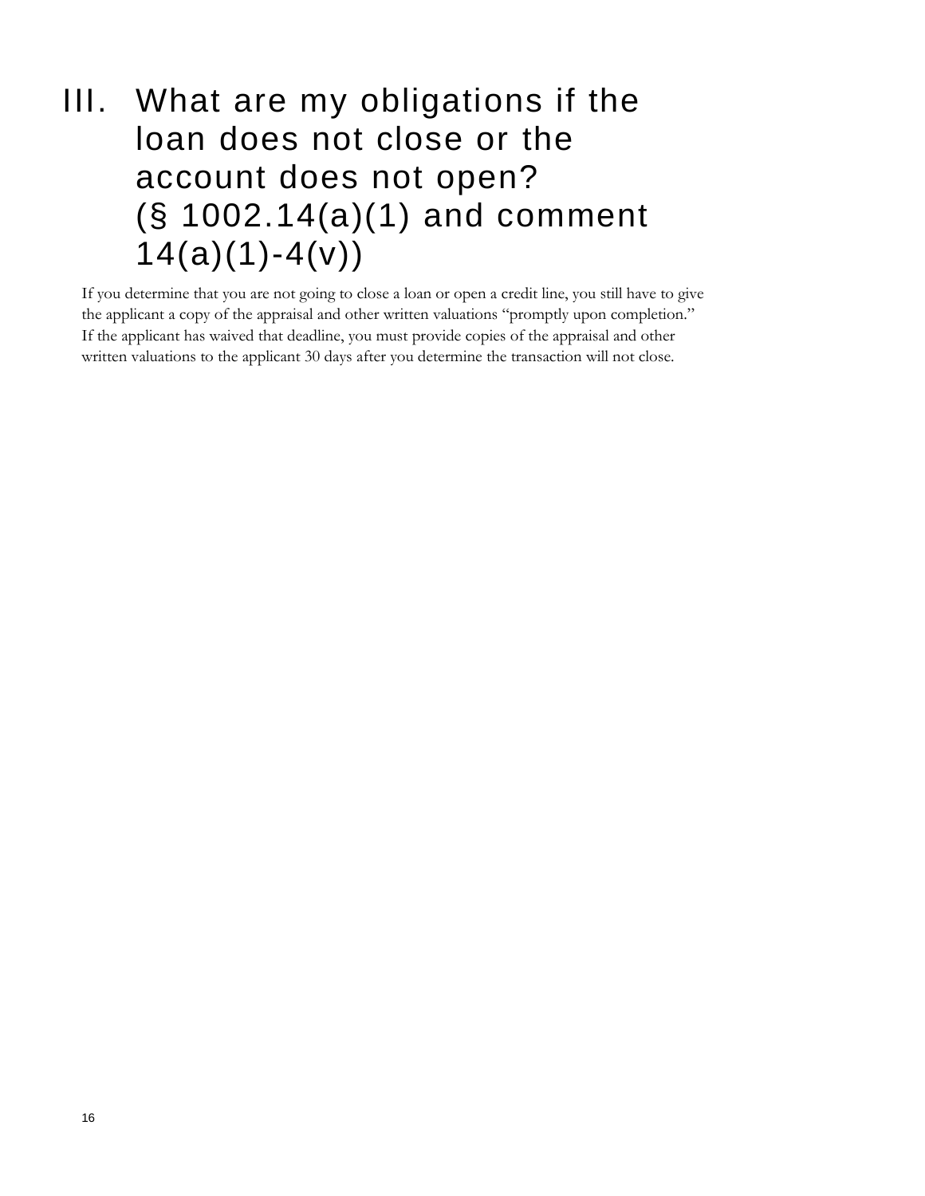# III. What are my obligations if the loan does not close or the account does not open? (§ 1002.14(a)(1) and comment 14(a)(1)-4(v))

If you determine that you are not going to close a loan or open a credit line, you still have to give the applicant a copy of the appraisal and other written valuations "promptly upon completion." If the applicant has waived that deadline, you must provide copies of the appraisal and other written valuations to the applicant 30 days after you determine the transaction will not close.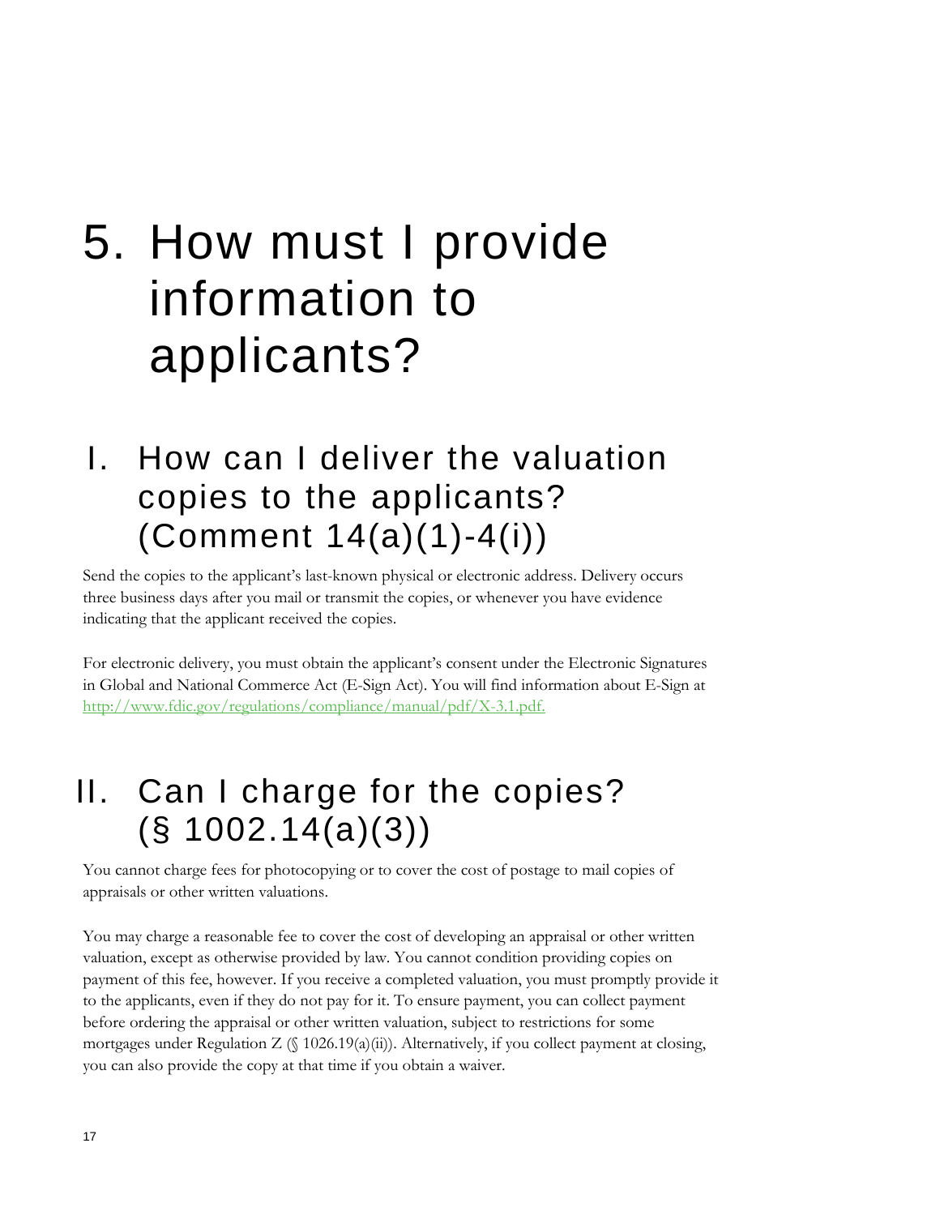# 5. How must I provide information to applicants?

## I. How can I deliver the valuation copies to the applicants? (Comment 14(a)(1)-4(i))

Send the copies to the applicant's last-known physical or electronic address. Delivery occurs three business days after you mail or transmit the copies, or whenever you have evidence indicating that the applicant received the copies.

For electronic delivery, you must obtain the applicant's consent under the Electronic Signatures in Global and National Commerce Act (E-Sign Act). You will find information about E-Sign at http://www.fdic.gov/regulations/compliance/manual/pdf/X-3.1.pdf.

## II. Can I charge for the copies? (§ 1002.14(a)(3))

You cannot charge fees for photocopying or to cover the cost of postage to mail copies of appraisals or other written valuations.

You may charge a reasonable fee to cover the cost of developing an appraisal or other written valuation, except as otherwise provided by law. You cannot condition providing copies on payment of this fee, however. If you receive a completed valuation, you must promptly provide it to the applicants, even if they do not pay for it. To ensure payment, you can collect payment before ordering the appraisal or other written valuation, subject to restrictions for some mortgages under Regulation Z (§ 1026.19(a)(ii)). Alternatively, if you collect payment at closing, you can also provide the copy at that time if you obtain a waiver.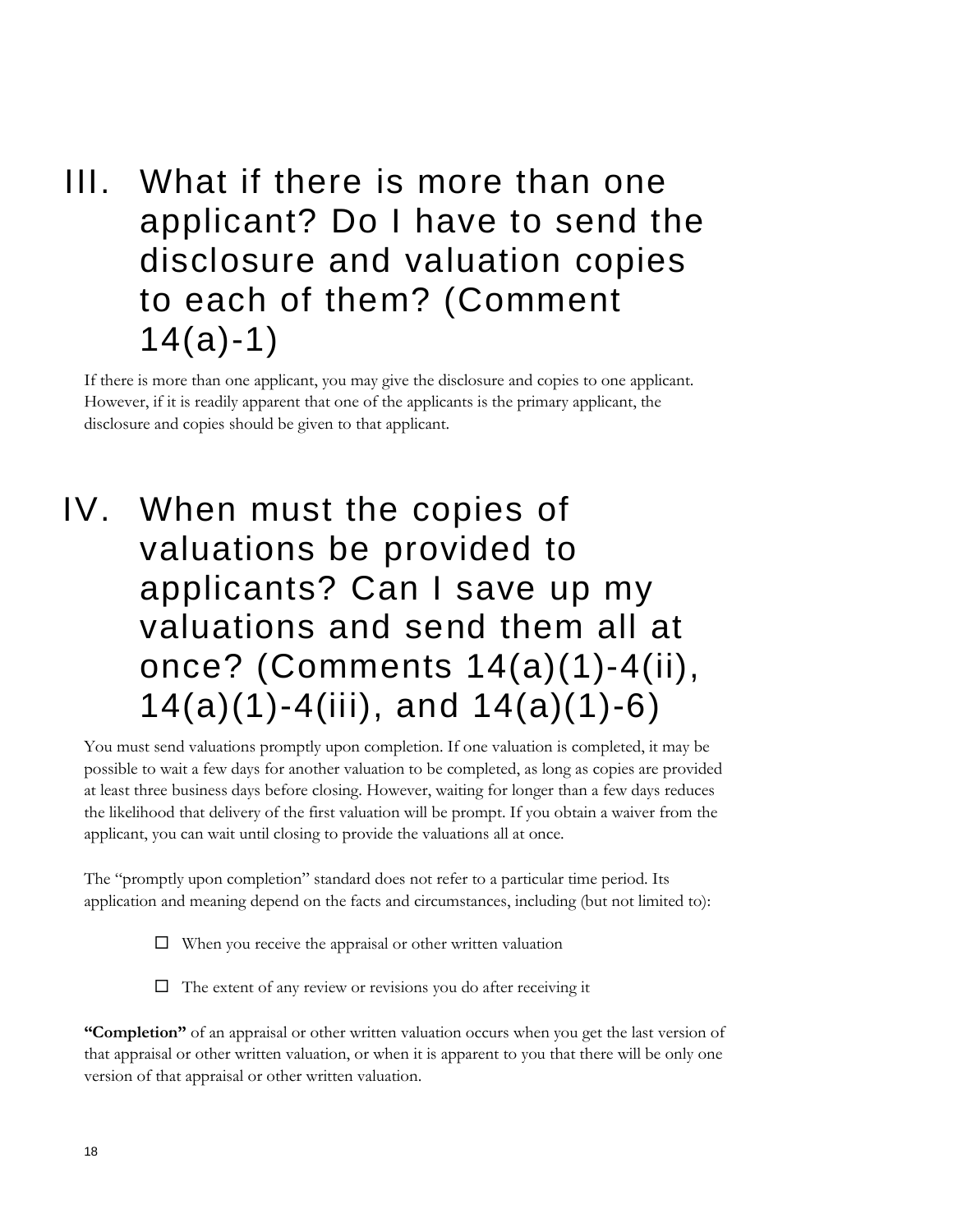# III. What if there is more than one applicant? Do I have to send the disclosure and valuation copies to each of them? (Comment 14(a)-1)

If there is more than one applicant, you may give the disclosure and copies to one applicant. However, if it is readily apparent that one of the applicants is the primary applicant, the disclosure and copies should be given to that applicant.

# IV. When must the copies of valuations be provided to applicants? Can I save up my valuations and send them all at once? (Comments 14(a)(1)-4(ii), 14(a)(1)-4(iii), and 14(a)(1)-6)

You must send valuations promptly upon completion. If one valuation is completed, it may be possible to wait a few days for another valuation to be completed, as long as copies are provided at least three business days before closing. However, waiting for longer than a few days reduces the likelihood that delivery of the first valuation will be prompt. If you obtain a waiver from the applicant, you can wait until closing to provide the valuations all at once.

The "promptly upon completion" standard does not refer to a particular time period. Its application and meaning depend on the facts and circumstances, including (but not limited to):

- When you receive the appraisal or other written valuation
- The extent of any review or revisions you do after receiving it

**"Completion"** of an appraisal or other written valuation occurs when you get the last version of that appraisal or other written valuation, or when it is apparent to you that there will be only one version of that appraisal or other written valuation.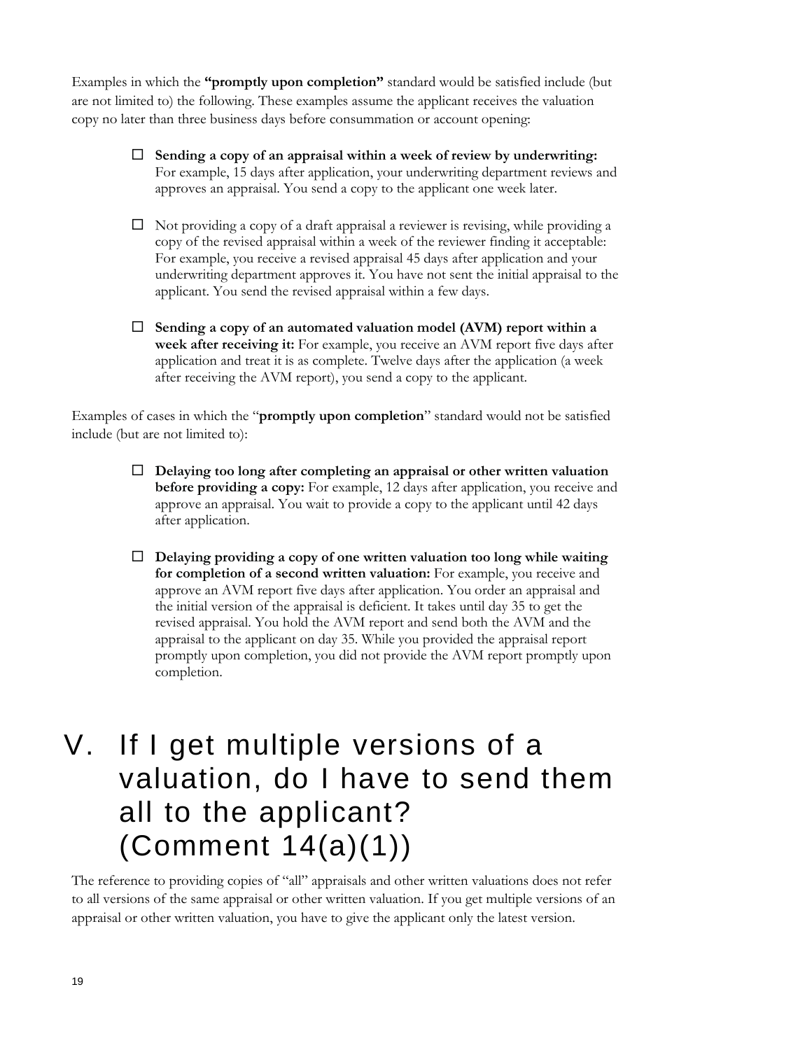Examples in which the **"promptly upon completion"** standard would be satisfied include (but are not limited to) the following. These examples assume the applicant receives the valuation copy no later than three business days before consummation or account opening:

- ☐ **Sending a copy of an appraisal within a week of review by underwriting:** For example, 15 days after application, your underwriting department reviews and approves an appraisal. You send a copy to the applicant one week later.
- ☐ Not providing a copy of a draft appraisal a reviewer is revising, while providing a copy of the revised appraisal within a week of the reviewer finding it acceptable: For example, you receive a revised appraisal 45 days after application and your underwriting department approves it. You have not sent the initial appraisal to the applicant. You send the revised appraisal within a few days.
- ☐ **Sending a copy of an automated valuation model (AVM) report within a week after receiving it:** For example, you receive an AVM report five days after application and treat it is as complete. Twelve days after the application (a week after receiving the AVM report), you send a copy to the applicant.

Examples of cases in which the "**promptly upon completion**" standard would not be satisfied include (but are not limited to):

- ☐ **Delaying too long after completing an appraisal or other written valuation before providing a copy:** For example, 12 days after application, you receive and approve an appraisal. You wait to provide a copy to the applicant until 42 days after application.
- ☐ **Delaying providing a copy of one written valuation too long while waiting for completion of a second written valuation:** For example, you receive and approve an AVM report five days after application. You order an appraisal and the initial version of the appraisal is deficient. It takes until day 35 to get the revised appraisal. You hold the AVM report and send both the AVM and the appraisal to the applicant on day 35. While you provided the appraisal report promptly upon completion, you did not provide the AVM report promptly upon completion.

# V. If I get multiple versions of a valuation, do I have to send them all to the applicant? (Comment 14(a)(1))

The reference to providing copies of "all" appraisals and other written valuations does not refer to all versions of the same appraisal or other written valuation. If you get multiple versions of an appraisal or other written valuation, you have to give the applicant only the latest version.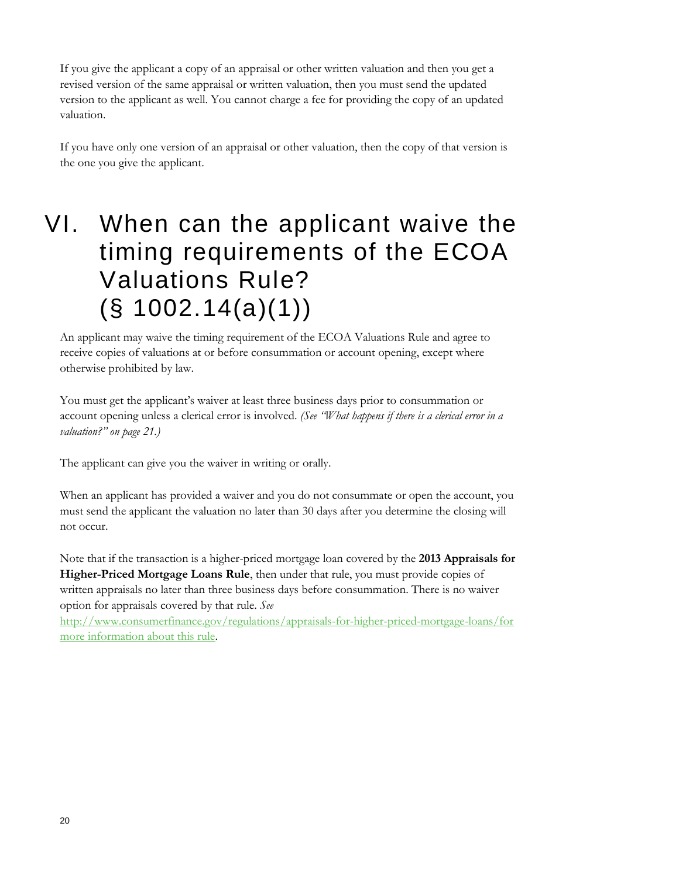If you give the applicant a copy of an appraisal or other written valuation and then you get a revised version of the same appraisal or written valuation, then you must send the updated version to the applicant as well. You cannot charge a fee for providing the copy of an updated valuation.

If you have only one version of an appraisal or other valuation, then the copy of that version is the one you give the applicant.

# VI. When can the applicant waive the timing requirements of the ECOA Valuations Rule? (§ 1002.14(a)(1))

An applicant may waive the timing requirement of the ECOA Valuations Rule and agree to receive copies of valuations at or before consummation or account opening, except where otherwise prohibited by law.

You must get the applicant's waiver at least three business days prior to consummation or account opening unless a clerical error is involved. *(See "What happens if there is a clerical error in a valuation?" on page 21.)*

The applicant can give you the waiver in writing or orally.

When an applicant has provided a waiver and you do not consummate or open the account, you must send the applicant the valuation no later than 30 days after you determine the closing will not occur.

Note that if the transaction is a higher-priced mortgage loan covered by the **2013 Appraisals for Higher-Priced Mortgage Loans Rule**, then under that rule, you must provide copies of written appraisals no later than three business days before consummation. There is no waiver option for appraisals covered by that rule. *See* [http://www.consumerfinance.gov/regulations/appraisals-for-higher-priced-mortgage-loans/for more information about this rule](http://www.consumerfinance.gov/regulations/appraisals-for-higher-priced-mortgage-loans/).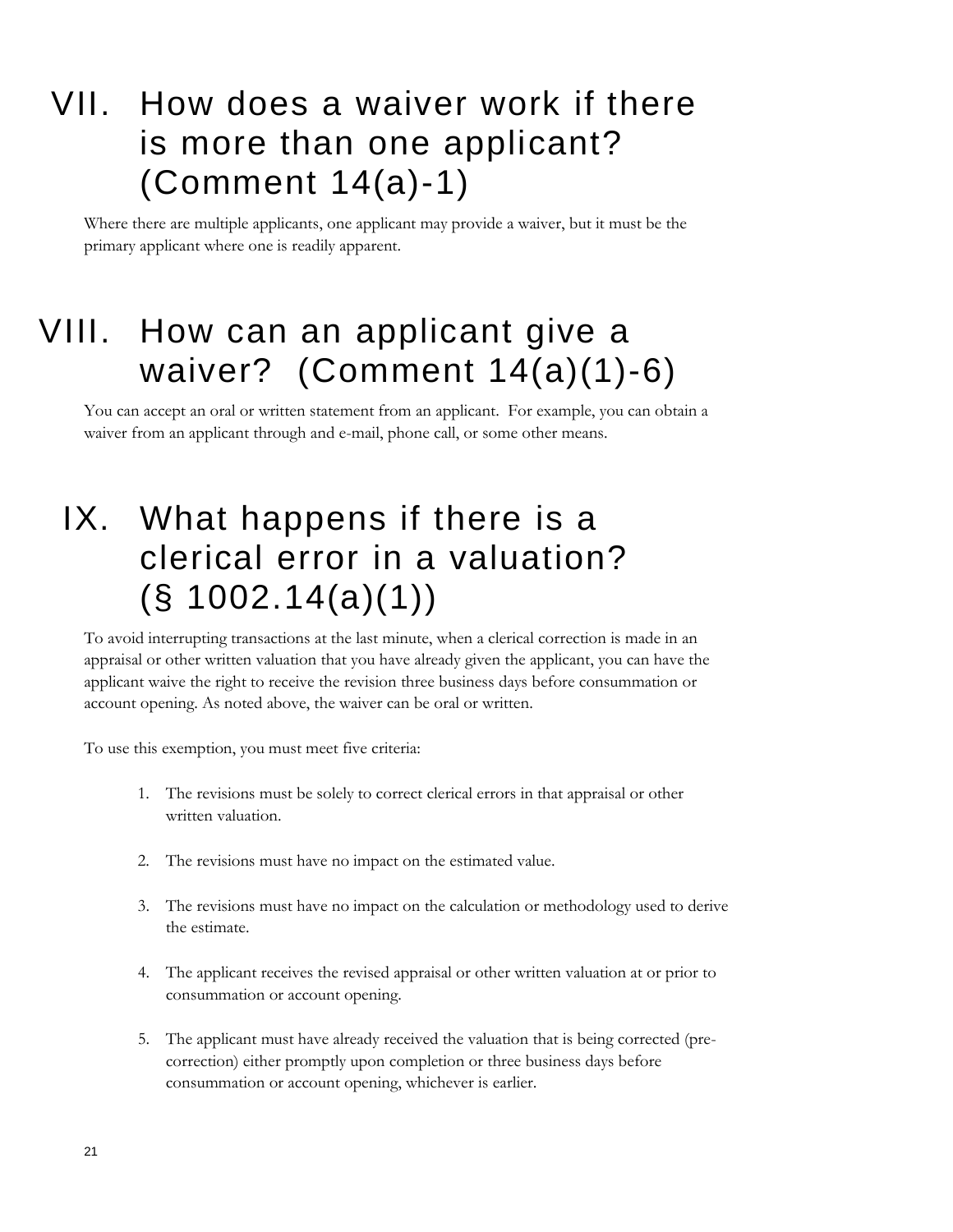# VII. How does a waiver work if there is more than one applicant? (Comment 14(a)-1)

Where there are multiple applicants, one applicant may provide a waiver, but it must be the primary applicant where one is readily apparent.

# VIII. How can an applicant give a waiver? (Comment 14(a)(1)-6)

You can accept an oral or written statement from an applicant. For example, you can obtain a waiver from an applicant through and e-mail, phone call, or some other means.

# IX. What happens if there is a clerical error in a valuation? (§ 1002.14(a)(1))

To avoid interrupting transactions at the last minute, when a clerical correction is made in an appraisal or other written valuation that you have already given the applicant, you can have the applicant waive the right to receive the revision three business days before consummation or account opening. As noted above, the waiver can be oral or written.

To use this exemption, you must meet five criteria:

1. The revisions must be solely to correct clerical errors in that appraisal or other written valuation.
2. The revisions must have no impact on the estimated value.
3. The revisions must have no impact on the calculation or methodology used to derive the estimate.
4. The applicant receives the revised appraisal or other written valuation at or prior to consummation or account opening.
5. The applicant must have already received the valuation that is being corrected (pre-correction) either promptly upon completion or three business days before consummation or account opening, whichever is earlier.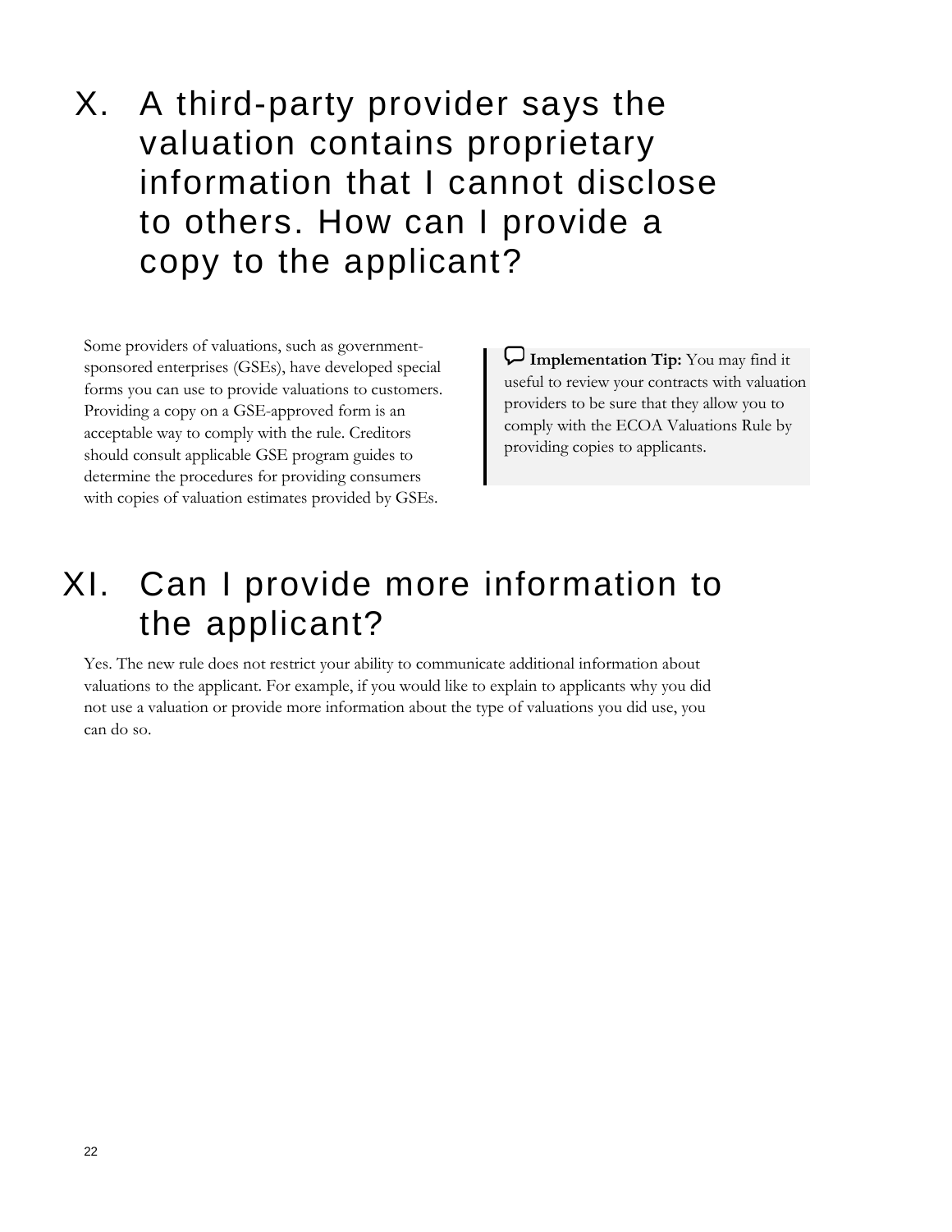## X. A third-party provider says the valuation contains proprietary information that I cannot disclose to others. How can I provide a copy to the applicant?

Some providers of valuations, such as government-sponsored enterprises (GSEs), have developed special forms you can use to provide valuations to customers. Providing a copy on a GSE-approved form is an acceptable way to comply with the rule. Creditors should consult applicable GSE program guides to determine the procedures for providing consumers with copies of valuation estimates provided by GSEs.

> **Implementation Tip:** You may find it useful to review your contracts with valuation providers to be sure that they allow you to comply with the ECOA Valuations Rule by providing copies to applicants.

## XI. Can I provide more information to the applicant?

Yes. The new rule does not restrict your ability to communicate additional information about valuations to the applicant. For example, if you would like to explain to applicants why you did not use a valuation or provide more information about the type of valuations you did use, you can do so.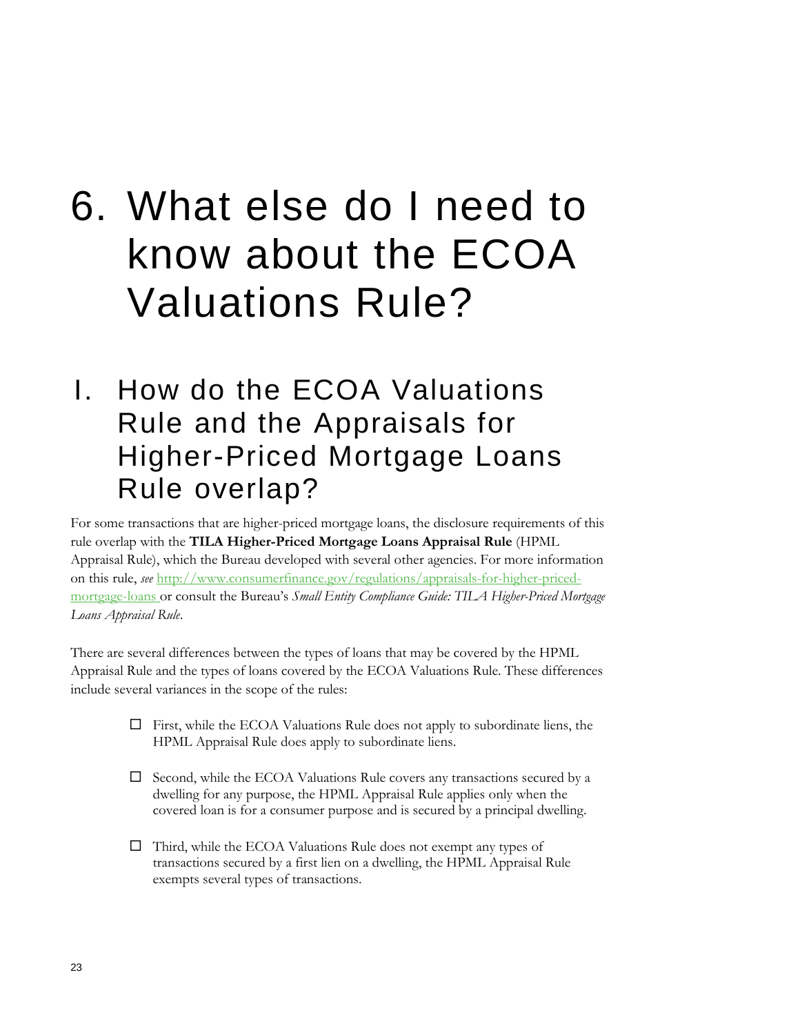# 6. What else do I need to know about the ECOA Valuations Rule?

## I. How do the ECOA Valuations Rule and the Appraisals for Higher-Priced Mortgage Loans Rule overlap?

For some transactions that are higher-priced mortgage loans, the disclosure requirements of this rule overlap with the **TILA Higher-Priced Mortgage Loans Appraisal Rule** (HPML Appraisal Rule), which the Bureau developed with several other agencies. For more information on this rule, *see* [http://www.consumerfinance.gov/regulations/appraisals-for-higher-priced-mortgage-loans](http://www.consumerfinance.gov/regulations/appraisals-for-higher-priced-mortgage-loans) or consult the Bureau's *Small Entity Compliance Guide: TILA Higher-Priced Mortgage Loans Appraisal Rule*.

There are several differences between the types of loans that may be covered by the HPML Appraisal Rule and the types of loans covered by the ECOA Valuations Rule. These differences include several variances in the scope of the rules:

- First, while the ECOA Valuations Rule does not apply to subordinate liens, the HPML Appraisal Rule does apply to subordinate liens.
- Second, while the ECOA Valuations Rule covers any transactions secured by a dwelling for any purpose, the HPML Appraisal Rule applies only when the covered loan is for a consumer purpose and is secured by a principal dwelling.
- Third, while the ECOA Valuations Rule does not exempt any types of transactions secured by a first lien on a dwelling, the HPML Appraisal Rule exempts several types of transactions.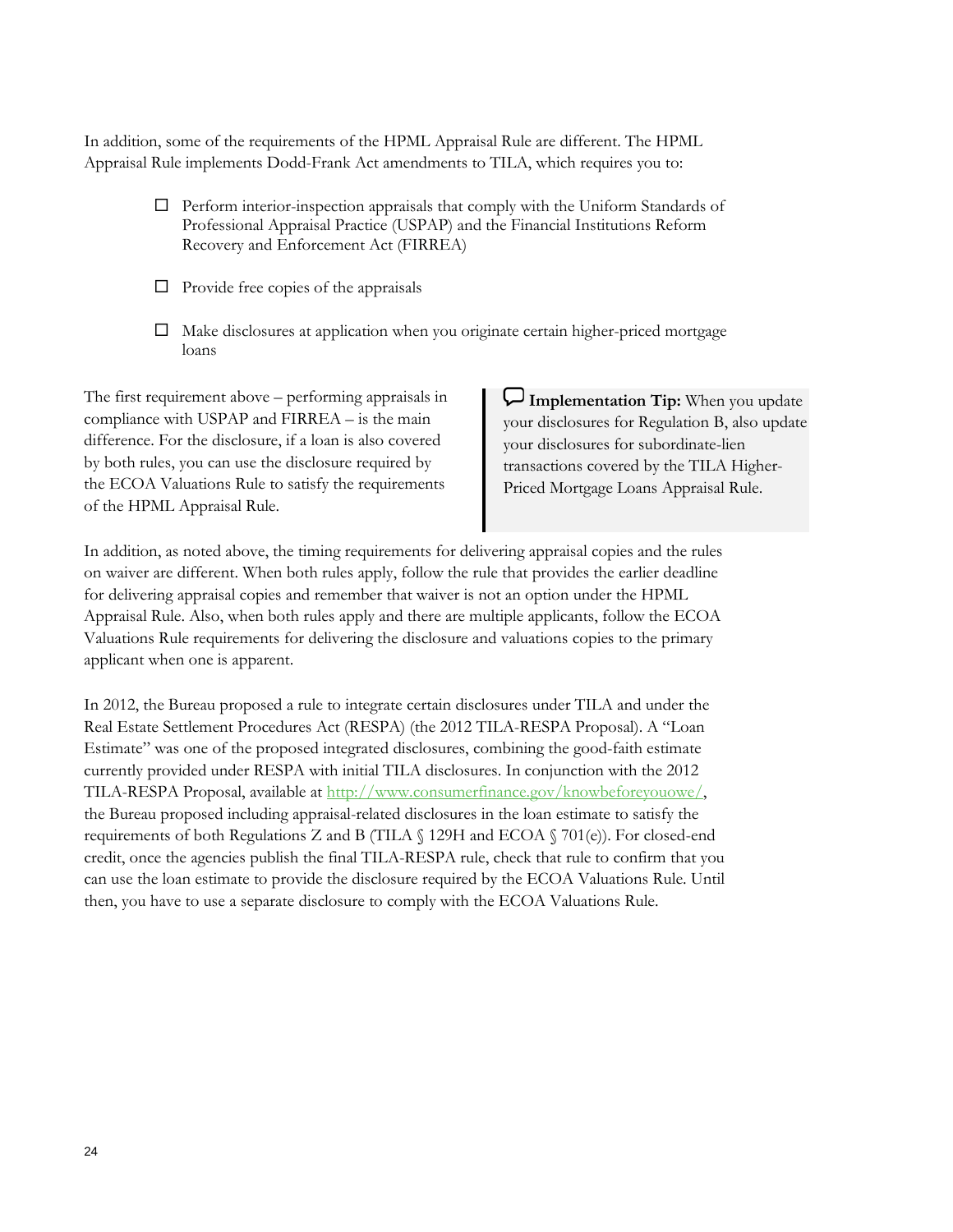In addition, some of the requirements of the HPML Appraisal Rule are different. The HPML Appraisal Rule implements Dodd-Frank Act amendments to TILA, which requires you to:

- ☐ Perform interior-inspection appraisals that comply with the Uniform Standards of Professional Appraisal Practice (USPAP) and the Financial Institutions Reform Recovery and Enforcement Act (FIRREA)
- ☐ Provide free copies of the appraisals
- ☐ Make disclosures at application when you originate certain higher-priced mortgage loans

The first requirement above – performing appraisals in compliance with USPAP and FIRREA – is the main difference. For the disclosure, if a loan is also covered by both rules, you can use the disclosure required by the ECOA Valuations Rule to satisfy the requirements of the HPML Appraisal Rule.

> **Implementation Tip:** When you update your disclosures for Regulation B, also update your disclosures for subordinate-lien transactions covered by the TILA Higher-Priced Mortgage Loans Appraisal Rule.

In addition, as noted above, the timing requirements for delivering appraisal copies and the rules on waiver are different. When both rules apply, follow the rule that provides the earlier deadline for delivering appraisal copies and remember that waiver is not an option under the HPML Appraisal Rule. Also, when both rules apply and there are multiple applicants, follow the ECOA Valuations Rule requirements for delivering the disclosure and valuations copies to the primary applicant when one is apparent.

In 2012, the Bureau proposed a rule to integrate certain disclosures under TILA and under the Real Estate Settlement Procedures Act (RESPA) (the 2012 TILA-RESPA Proposal). A "Loan Estimate" was one of the proposed integrated disclosures, combining the good-faith estimate currently provided under RESPA with initial TILA disclosures. In conjunction with the 2012 TILA-RESPA Proposal, available at [http://www.consumerfinance.gov/knowbeforeyouowe/](http://www.consumerfinance.gov/knowbeforeyouowe/), the Bureau proposed including appraisal-related disclosures in the loan estimate to satisfy the requirements of both Regulations Z and B (TILA § 129H and ECOA § 701(e)). For closed-end credit, once the agencies publish the final TILA-RESPA rule, check that rule to confirm that you can use the loan estimate to provide the disclosure required by the ECOA Valuations Rule. Until then, you have to use a separate disclosure to comply with the ECOA Valuations Rule.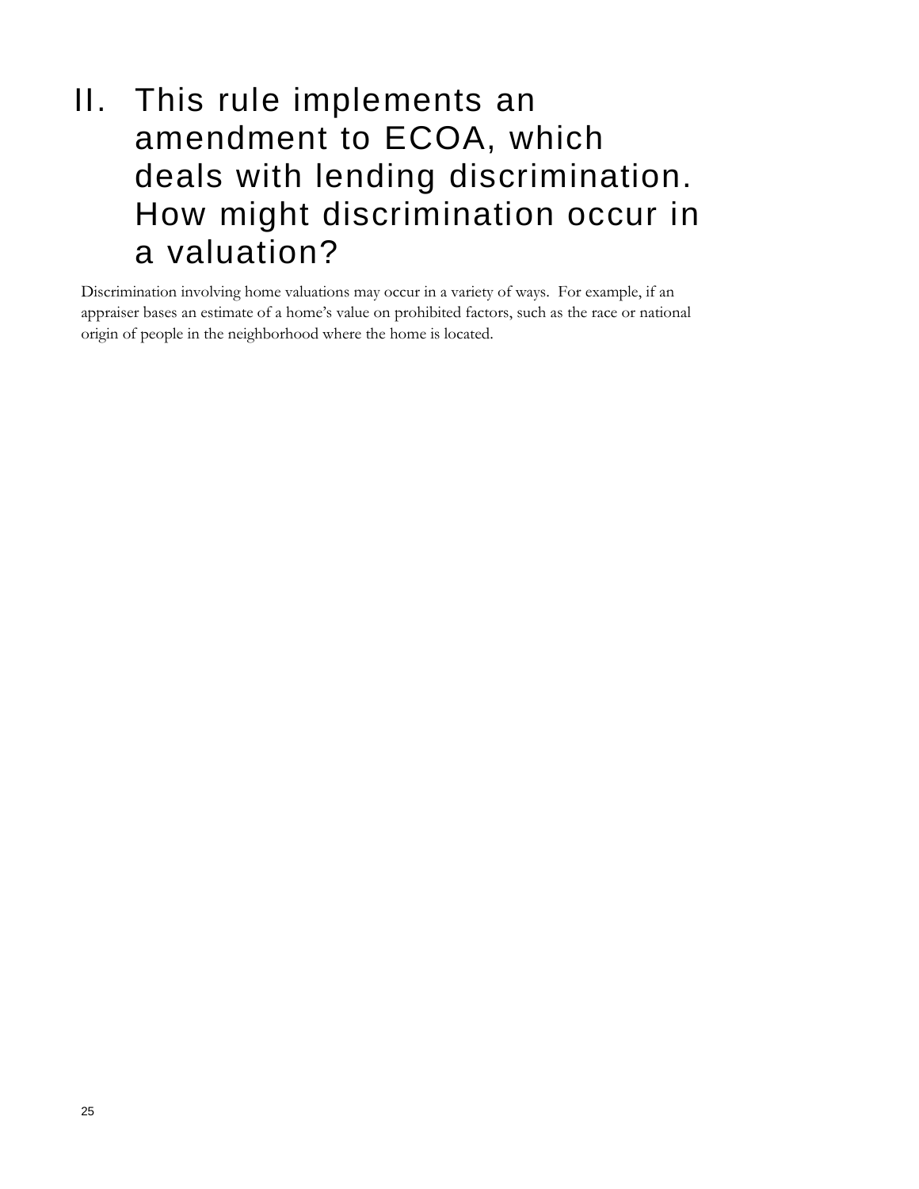## II. This rule implements an amendment to ECOA, which deals with lending discrimination. How might discrimination occur in a valuation?

Discrimination involving home valuations may occur in a variety of ways. For example, if an appraiser bases an estimate of a home's value on prohibited factors, such as the race or national origin of people in the neighborhood where the home is located.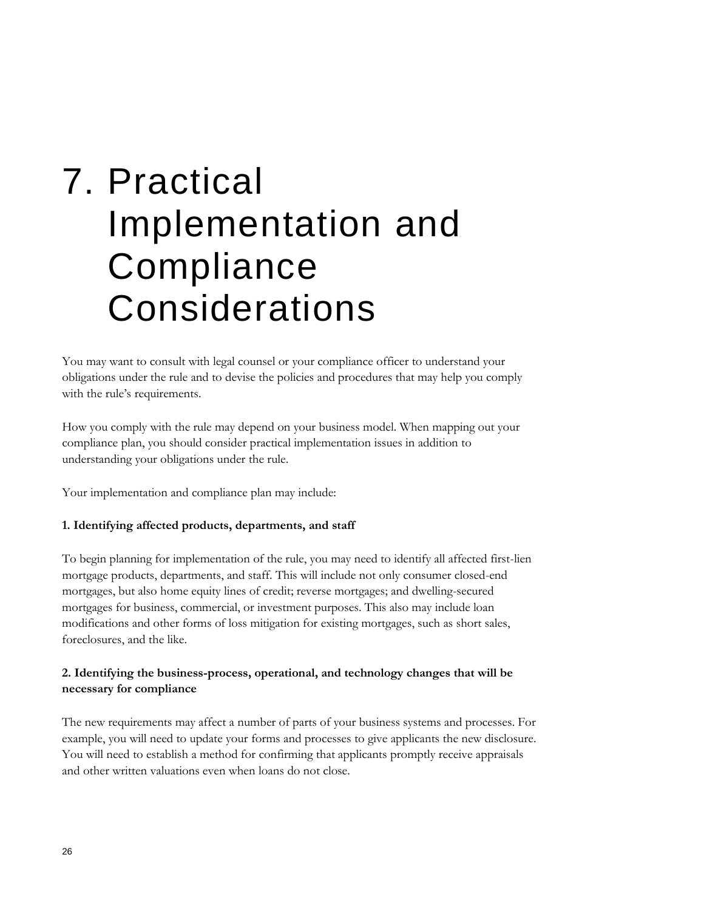# 7. Practical Implementation and Compliance Considerations

You may want to consult with legal counsel or your compliance officer to understand your obligations under the rule and to devise the policies and procedures that may help you comply with the rule's requirements.

How you comply with the rule may depend on your business model. When mapping out your compliance plan, you should consider practical implementation issues in addition to understanding your obligations under the rule.

Your implementation and compliance plan may include:

**1. Identifying affected products, departments, and staff**

To begin planning for implementation of the rule, you may need to identify all affected first-lien mortgage products, departments, and staff. This will include not only consumer closed-end mortgages, but also home equity lines of credit; reverse mortgages; and dwelling-secured mortgages for business, commercial, or investment purposes. This also may include loan modifications and other forms of loss mitigation for existing mortgages, such as short sales, foreclosures, and the like.

**2. Identifying the business-process, operational, and technology changes that will be necessary for compliance**

The new requirements may affect a number of parts of your business systems and processes. For example, you will need to update your forms and processes to give applicants the new disclosure. You will need to establish a method for confirming that applicants promptly receive appraisals and other written valuations even when loans do not close.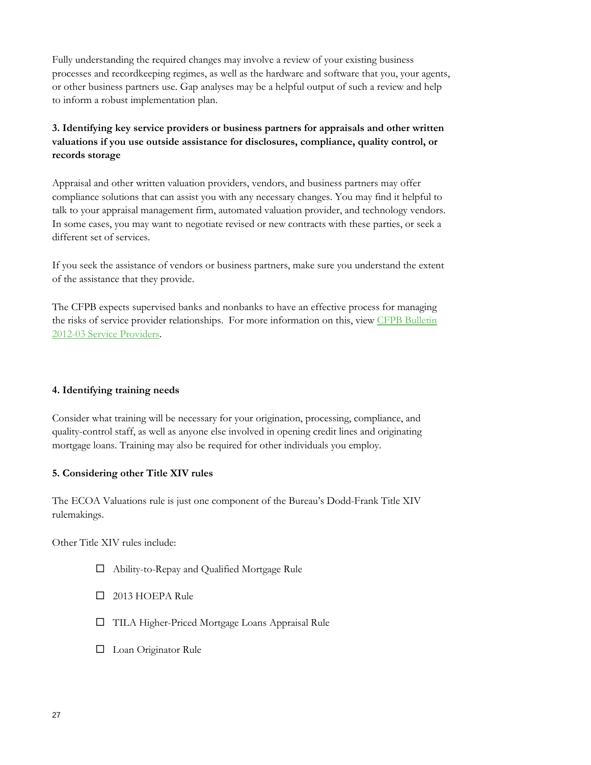Fully understanding the required changes may involve a review of your existing business processes and recordkeeping regimes, as well as the hardware and software that you, your agents, or other business partners use. Gap analyses may be a helpful output of such a review and help to inform a robust implementation plan.

### 3. Identifying key service providers or business partners for appraisals and other written valuations if you use outside assistance for disclosures, compliance, quality control, or records storage

Appraisal and other written valuation providers, vendors, and business partners may offer compliance solutions that can assist you with any necessary changes. You may find it helpful to talk to your appraisal management firm, automated valuation provider, and technology vendors. In some cases, you may want to negotiate revised or new contracts with these parties, or seek a different set of services.

If you seek the assistance of vendors or business partners, make sure you understand the extent of the assistance that they provide.

The CFPB expects supervised banks and nonbanks to have an effective process for managing the risks of service provider relationships. For more information on this, view CFPB Bulletin 2012-03 Service Providers.

### 4. Identifying training needs

Consider what training will be necessary for your origination, processing, compliance, and quality-control staff, as well as anyone else involved in opening credit lines and originating mortgage loans. Training may also be required for other individuals you employ.

### 5. Considering other Title XIV rules

The ECOA Valuations rule is just one component of the Bureau's Dodd-Frank Title XIV rulemakings.

Other Title XIV rules include:

- ☐ Ability-to-Repay and Qualified Mortgage Rule
- ☐ 2013 HOEPA Rule
- ☐ TILA Higher-Priced Mortgage Loans Appraisal Rule
- ☐ Loan Originator Rule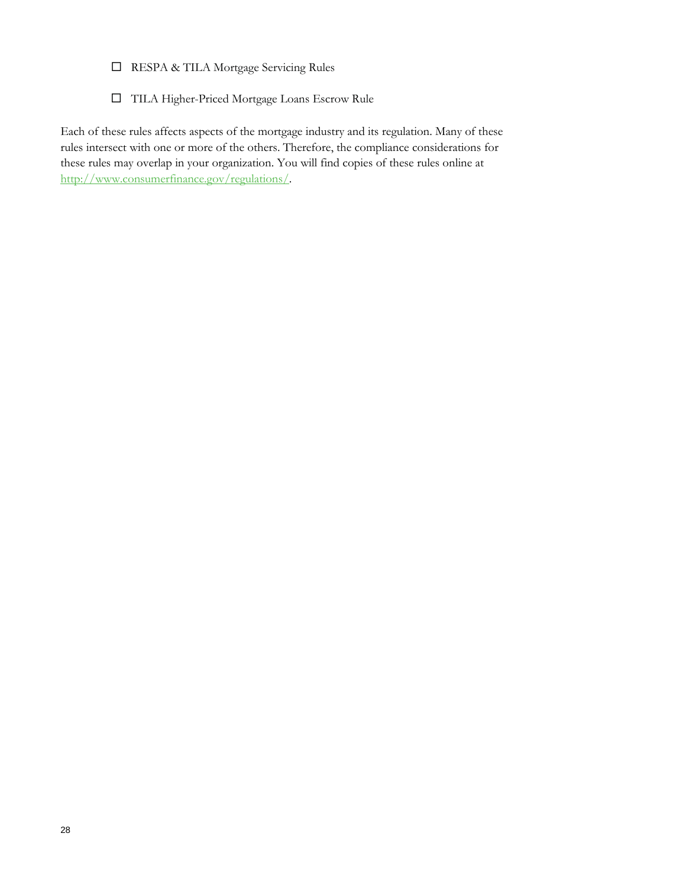- ☐ RESPA & TILA Mortgage Servicing Rules
- ☐ TILA Higher-Priced Mortgage Loans Escrow Rule

Each of these rules affects aspects of the mortgage industry and its regulation. Many of these rules intersect with one or more of the others. Therefore, the compliance considerations for these rules may overlap in your organization. You will find copies of these rules online at [http://www.consumerfinance.gov/regulations/](http://www.consumerfinance.gov/regulations/).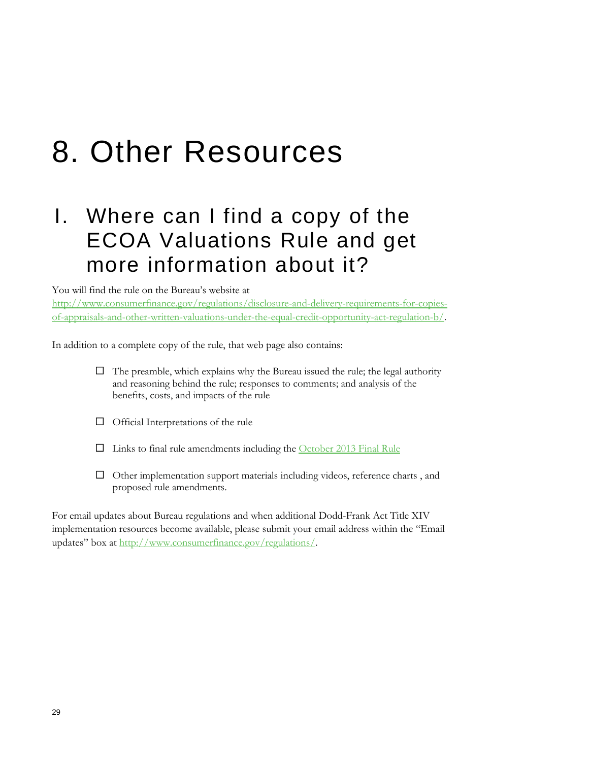# 8. Other Resources

## I. Where can I find a copy of the ECOA Valuations Rule and get more information about it?

You will find the rule on the Bureau's website at [http://www.consumerfinance.gov/regulations/disclosure-and-delivery-requirements-for-copies-of-appraisals-and-other-written-valuations-under-the-equal-credit-opportunity-act-regulation-b/](http://www.consumerfinance.gov/regulations/disclosure-and-delivery-requirements-for-copies-of-appraisals-and-other-written-valuations-under-the-equal-credit-opportunity-act-regulation-b/).

In addition to a complete copy of the rule, that web page also contains:

- ☐ The preamble, which explains why the Bureau issued the rule; the legal authority and reasoning behind the rule; responses to comments; and analysis of the benefits, costs, and impacts of the rule
- ☐ Official Interpretations of the rule
- ☐ Links to final rule amendments including the October 2013 Final Rule
- ☐ Other implementation support materials including videos, reference charts , and proposed rule amendments.

For email updates about Bureau regulations and when additional Dodd-Frank Act Title XIV implementation resources become available, please submit your email address within the "Email updates" box at [http://www.consumerfinance.gov/regulations/](http://www.consumerfinance.gov/regulations/).